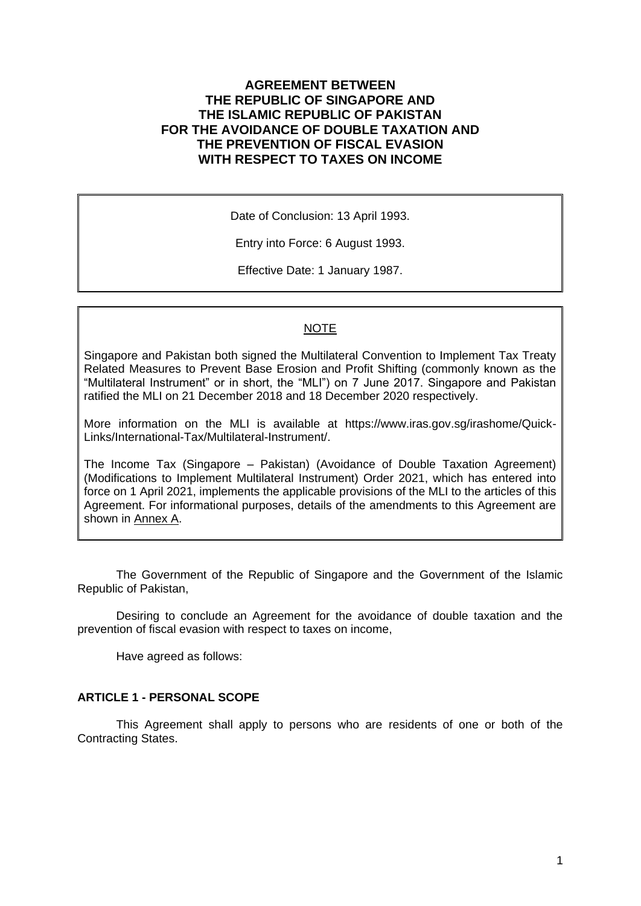# AGREEMENT BETWEEN THE REPUBLIC OF SINGAPORE AND THE ISLAMIC REPUBLIC OF PAKISTAN FOR THE AVOIDANCE OF DOUBLE TAXATION AND THE PREVENTION OF FISCAL EVASION WITH RESPECT TO TAXES ON INCOME

Date of Conclusion: 13 April 1993.

Entry into Force: 6 August 1993.

Effective Date: 1 January 1987.

NOTE

Singapore and Pakistan both signed the Multilateral Convention to Implement Tax Treaty Related Measures to Prevent Base Erosion and Profit Shifting (commonly known as the "Multilateral Instrument" or in short, the "MLI") on 7 June 2017. Singapore and Pakistan ratified the MLI on 21 December 2018 and 18 December 2020 respectively.

More information on the MLI is available at https://www.iras.gov.sg/irashome/Quick-Links/International-Tax/Multilateral-Instrument/.

The Income Tax (Singapore – Pakistan) (Avoidance of Double Taxation Agreement) (Modifications to Implement Multilateral Instrument) Order 2021, which has entered into force on 1 April 2021, implements the applicable provisions of the MLI to the articles of this Agreement. For informational purposes, details of the amendments to this Agreement are shown in Annex A.

The Government of the Republic of Singapore and the Government of the Islamic Republic of Pakistan,

Desiring to conclude an Agreement for the avoidance of double taxation and the prevention of fiscal evasion with respect to taxes on income,

Have agreed as follows:

## ARTICLE 1 - PERSONAL SCOPE

This Agreement shall apply to persons who are residents of one or both of the Contracting States.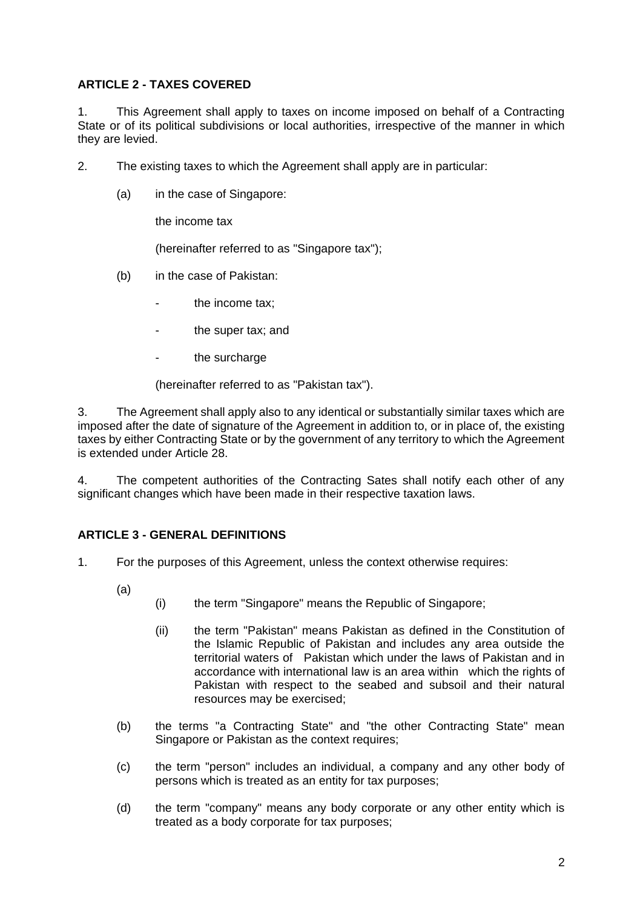## ARTICLE 2 - TAXES COVERED

1. This Agreement shall apply to taxes on income imposed on behalf of a Contracting State or of its political subdivisions or local authorities, irrespective of the manner in which they are levied.

2. The existing taxes to which the Agreement shall apply are in particular:

   (a) in the case of Singapore:

   the income tax

   (hereinafter referred to as "Singapore tax");

   (b) in the case of Pakistan:

   - the income tax;
   - the super tax; and
   - the surcharge

   (hereinafter referred to as "Pakistan tax").

3. The Agreement shall apply also to any identical or substantially similar taxes which are imposed after the date of signature of the Agreement in addition to, or in place of, the existing taxes by either Contracting State or by the government of any territory to which the Agreement is extended under Article 28.

4. The competent authorities of the Contracting Sates shall notify each other of any significant changes which have been made in their respective taxation laws.

## ARTICLE 3 - GENERAL DEFINITIONS

1. For the purposes of this Agreement, unless the context otherwise requires:

   (a)
      (i) the term "Singapore" means the Republic of Singapore;

      (ii) the term "Pakistan" means Pakistan as defined in the Constitution of the Islamic Republic of Pakistan and includes any area outside the territorial waters of Pakistan which under the laws of Pakistan and in accordance with international law is an area within which the rights of Pakistan with respect to the seabed and subsoil and their natural resources may be exercised;

   (b) the terms "a Contracting State" and "the other Contracting State" mean Singapore or Pakistan as the context requires;

   (c) the term "person" includes an individual, a company and any other body of persons which is treated as an entity for tax purposes;

   (d) the term "company" means any body corporate or any other entity which is treated as a body corporate for tax purposes;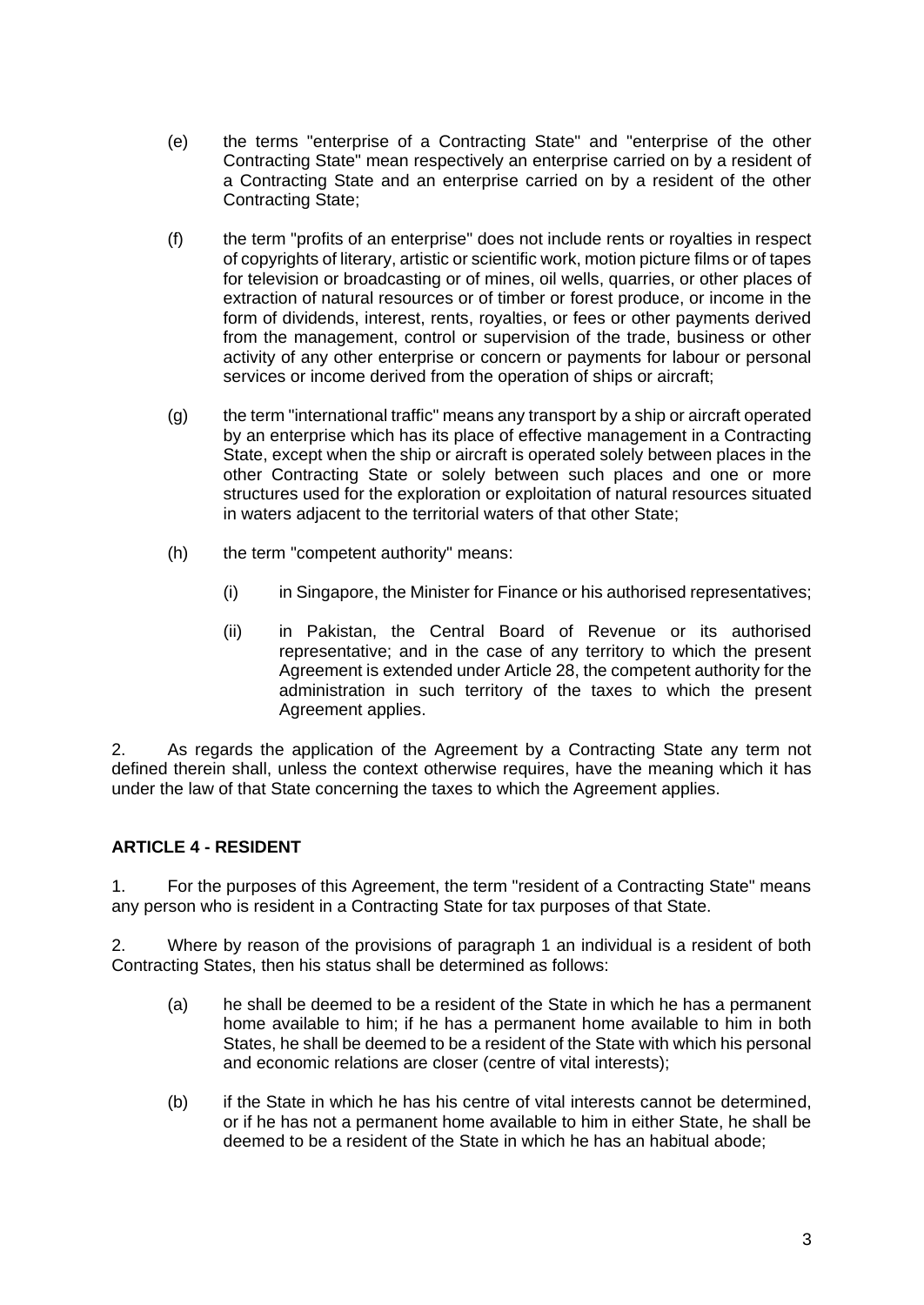(e) the terms "enterprise of a Contracting State" and "enterprise of the other Contracting State" mean respectively an enterprise carried on by a resident of a Contracting State and an enterprise carried on by a resident of the other Contracting State;

(f) the term "profits of an enterprise" does not include rents or royalties in respect of copyrights of literary, artistic or scientific work, motion picture films or of tapes for television or broadcasting or of mines, oil wells, quarries, or other places of extraction of natural resources or of timber or forest produce, or income in the form of dividends, interest, rents, royalties, or fees or other payments derived from the management, control or supervision of the trade, business or other activity of any other enterprise or concern or payments for labour or personal services or income derived from the operation of ships or aircraft;

(g) the term "international traffic" means any transport by a ship or aircraft operated by an enterprise which has its place of effective management in a Contracting State, except when the ship or aircraft is operated solely between places in the other Contracting State or solely between such places and one or more structures used for the exploration or exploitation of natural resources situated in waters adjacent to the territorial waters of that other State;

(h) the term "competent authority" means:

  (i) in Singapore, the Minister for Finance or his authorised representatives;

  (ii) in Pakistan, the Central Board of Revenue or its authorised representative; and in the case of any territory to which the present Agreement is extended under Article 28, the competent authority for the administration in such territory of the taxes to which the present Agreement applies.

2. As regards the application of the Agreement by a Contracting State any term not defined therein shall, unless the context otherwise requires, have the meaning which it has under the law of that State concerning the taxes to which the Agreement applies.

## ARTICLE 4 - RESIDENT

1. For the purposes of this Agreement, the term "resident of a Contracting State" means any person who is resident in a Contracting State for tax purposes of that State.

2. Where by reason of the provisions of paragraph 1 an individual is a resident of both Contracting States, then his status shall be determined as follows:

(a) he shall be deemed to be a resident of the State in which he has a permanent home available to him; if he has a permanent home available to him in both States, he shall be deemed to be a resident of the State with which his personal and economic relations are closer (centre of vital interests);

(b) if the State in which he has his centre of vital interests cannot be determined, or if he has not a permanent home available to him in either State, he shall be deemed to be a resident of the State in which he has an habitual abode;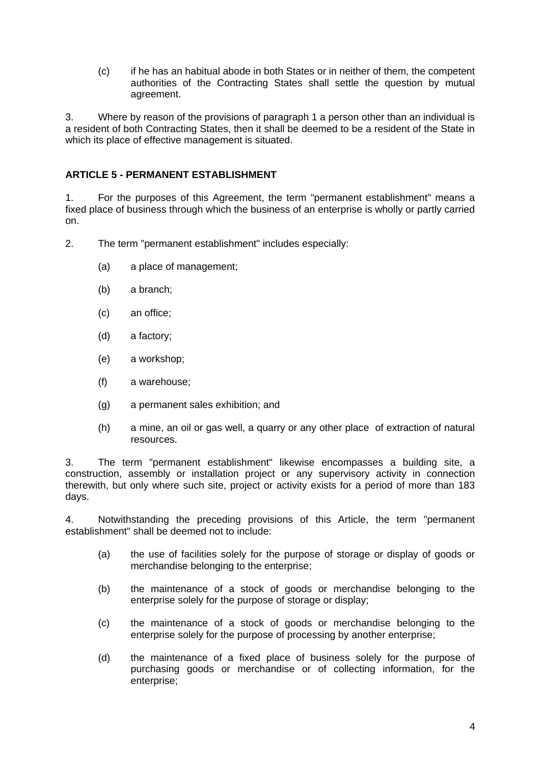(c) if he has an habitual abode in both States or in neither of them, the competent authorities of the Contracting States shall settle the question by mutual agreement.

3. Where by reason of the provisions of paragraph 1 a person other than an individual is a resident of both Contracting States, then it shall be deemed to be a resident of the State in which its place of effective management is situated.

## ARTICLE 5 - PERMANENT ESTABLISHMENT

1. For the purposes of this Agreement, the term "permanent establishment" means a fixed place of business through which the business of an enterprise is wholly or partly carried on.

2. The term "permanent establishment" includes especially:

(a) a place of management;

(b) a branch;

(c) an office;

(d) a factory;

(e) a workshop;

(f) a warehouse;

(g) a permanent sales exhibition; and

(h) a mine, an oil or gas well, a quarry or any other place of extraction of natural resources.

3. The term "permanent establishment" likewise encompasses a building site, a construction, assembly or installation project or any supervisory activity in connection therewith, but only where such site, project or activity exists for a period of more than 183 days.

4. Notwithstanding the preceding provisions of this Article, the term "permanent establishment" shall be deemed not to include:

(a) the use of facilities solely for the purpose of storage or display of goods or merchandise belonging to the enterprise;

(b) the maintenance of a stock of goods or merchandise belonging to the enterprise solely for the purpose of storage or display;

(c) the maintenance of a stock of goods or merchandise belonging to the enterprise solely for the purpose of processing by another enterprise;

(d) the maintenance of a fixed place of business solely for the purpose of purchasing goods or merchandise or of collecting information, for the enterprise;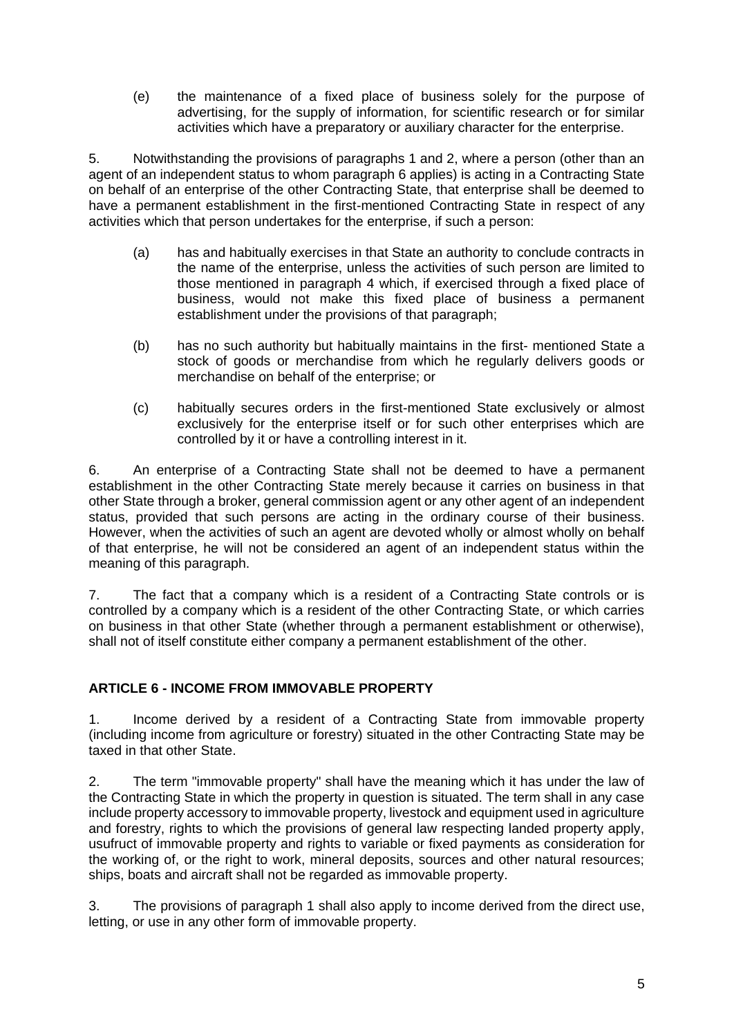(e) the maintenance of a fixed place of business solely for the purpose of advertising, for the supply of information, for scientific research or for similar activities which have a preparatory or auxiliary character for the enterprise.

5. Notwithstanding the provisions of paragraphs 1 and 2, where a person (other than an agent of an independent status to whom paragraph 6 applies) is acting in a Contracting State on behalf of an enterprise of the other Contracting State, that enterprise shall be deemed to have a permanent establishment in the first-mentioned Contracting State in respect of any activities which that person undertakes for the enterprise, if such a person:

(a) has and habitually exercises in that State an authority to conclude contracts in the name of the enterprise, unless the activities of such person are limited to those mentioned in paragraph 4 which, if exercised through a fixed place of business, would not make this fixed place of business a permanent establishment under the provisions of that paragraph;

(b) has no such authority but habitually maintains in the first- mentioned State a stock of goods or merchandise from which he regularly delivers goods or merchandise on behalf of the enterprise; or

(c) habitually secures orders in the first-mentioned State exclusively or almost exclusively for the enterprise itself or for such other enterprises which are controlled by it or have a controlling interest in it.

6. An enterprise of a Contracting State shall not be deemed to have a permanent establishment in the other Contracting State merely because it carries on business in that other State through a broker, general commission agent or any other agent of an independent status, provided that such persons are acting in the ordinary course of their business. However, when the activities of such an agent are devoted wholly or almost wholly on behalf of that enterprise, he will not be considered an agent of an independent status within the meaning of this paragraph.

7. The fact that a company which is a resident of a Contracting State controls or is controlled by a company which is a resident of the other Contracting State, or which carries on business in that other State (whether through a permanent establishment or otherwise), shall not of itself constitute either company a permanent establishment of the other.

## ARTICLE 6 - INCOME FROM IMMOVABLE PROPERTY

1. Income derived by a resident of a Contracting State from immovable property (including income from agriculture or forestry) situated in the other Contracting State may be taxed in that other State.

2. The term "immovable property" shall have the meaning which it has under the law of the Contracting State in which the property in question is situated. The term shall in any case include property accessory to immovable property, livestock and equipment used in agriculture and forestry, rights to which the provisions of general law respecting landed property apply, usufruct of immovable property and rights to variable or fixed payments as consideration for the working of, or the right to work, mineral deposits, sources and other natural resources; ships, boats and aircraft shall not be regarded as immovable property.

3. The provisions of paragraph 1 shall also apply to income derived from the direct use, letting, or use in any other form of immovable property.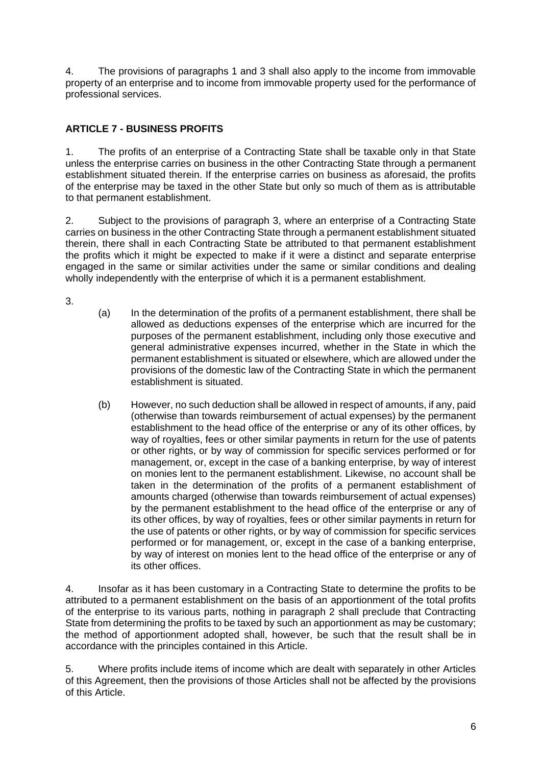4. The provisions of paragraphs 1 and 3 shall also apply to the income from immovable property of an enterprise and to income from immovable property used for the performance of professional services.

## ARTICLE 7 - BUSINESS PROFITS

1. The profits of an enterprise of a Contracting State shall be taxable only in that State unless the enterprise carries on business in the other Contracting State through a permanent establishment situated therein. If the enterprise carries on business as aforesaid, the profits of the enterprise may be taxed in the other State but only so much of them as is attributable to that permanent establishment.

2. Subject to the provisions of paragraph 3, where an enterprise of a Contracting State carries on business in the other Contracting State through a permanent establishment situated therein, there shall in each Contracting State be attributed to that permanent establishment the profits which it might be expected to make if it were a distinct and separate enterprise engaged in the same or similar activities under the same or similar conditions and dealing wholly independently with the enterprise of which it is a permanent establishment.

3.

(a) In the determination of the profits of a permanent establishment, there shall be allowed as deductions expenses of the enterprise which are incurred for the purposes of the permanent establishment, including only those executive and general administrative expenses incurred, whether in the State in which the permanent establishment is situated or elsewhere, which are allowed under the provisions of the domestic law of the Contracting State in which the permanent establishment is situated.

(b) However, no such deduction shall be allowed in respect of amounts, if any, paid (otherwise than towards reimbursement of actual expenses) by the permanent establishment to the head office of the enterprise or any of its other offices, by way of royalties, fees or other similar payments in return for the use of patents or other rights, or by way of commission for specific services performed or for management, or, except in the case of a banking enterprise, by way of interest on monies lent to the permanent establishment. Likewise, no account shall be taken in the determination of the profits of a permanent establishment of amounts charged (otherwise than towards reimbursement of actual expenses) by the permanent establishment to the head office of the enterprise or any of its other offices, by way of royalties, fees or other similar payments in return for the use of patents or other rights, or by way of commission for specific services performed or for management, or, except in the case of a banking enterprise, by way of interest on monies lent to the head office of the enterprise or any of its other offices.

4. Insofar as it has been customary in a Contracting State to determine the profits to be attributed to a permanent establishment on the basis of an apportionment of the total profits of the enterprise to its various parts, nothing in paragraph 2 shall preclude that Contracting State from determining the profits to be taxed by such an apportionment as may be customary; the method of apportionment adopted shall, however, be such that the result shall be in accordance with the principles contained in this Article.

5. Where profits include items of income which are dealt with separately in other Articles of this Agreement, then the provisions of those Articles shall not be affected by the provisions of this Article.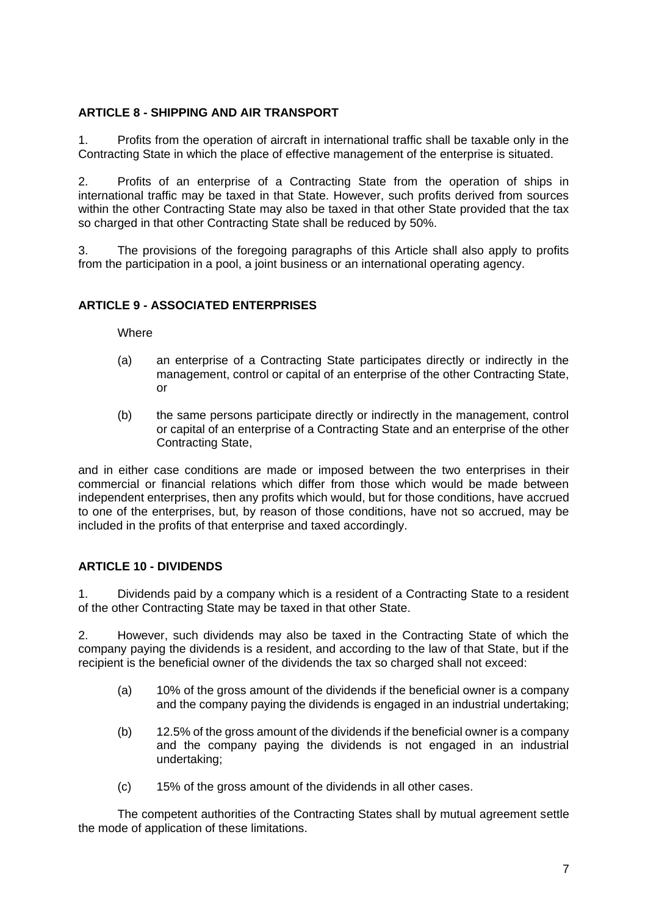**ARTICLE 8 - SHIPPING AND AIR TRANSPORT**

1. Profits from the operation of aircraft in international traffic shall be taxable only in the Contracting State in which the place of effective management of the enterprise is situated.

2. Profits of an enterprise of a Contracting State from the operation of ships in international traffic may be taxed in that State. However, such profits derived from sources within the other Contracting State may also be taxed in that other State provided that the tax so charged in that other Contracting State shall be reduced by 50%.

3. The provisions of the foregoing paragraphs of this Article shall also apply to profits from the participation in a pool, a joint business or an international operating agency.

**ARTICLE 9 - ASSOCIATED ENTERPRISES**

Where

(a) an enterprise of a Contracting State participates directly or indirectly in the management, control or capital of an enterprise of the other Contracting State, or

(b) the same persons participate directly or indirectly in the management, control or capital of an enterprise of a Contracting State and an enterprise of the other Contracting State,

and in either case conditions are made or imposed between the two enterprises in their commercial or financial relations which differ from those which would be made between independent enterprises, then any profits which would, but for those conditions, have accrued to one of the enterprises, but, by reason of those conditions, have not so accrued, may be included in the profits of that enterprise and taxed accordingly.

**ARTICLE 10 - DIVIDENDS**

1. Dividends paid by a company which is a resident of a Contracting State to a resident of the other Contracting State may be taxed in that other State.

2. However, such dividends may also be taxed in the Contracting State of which the company paying the dividends is a resident, and according to the law of that State, but if the recipient is the beneficial owner of the dividends the tax so charged shall not exceed:

(a) 10% of the gross amount of the dividends if the beneficial owner is a company and the company paying the dividends is engaged in an industrial undertaking;

(b) 12.5% of the gross amount of the dividends if the beneficial owner is a company and the company paying the dividends is not engaged in an industrial undertaking;

(c) 15% of the gross amount of the dividends in all other cases.

The competent authorities of the Contracting States shall by mutual agreement settle the mode of application of these limitations.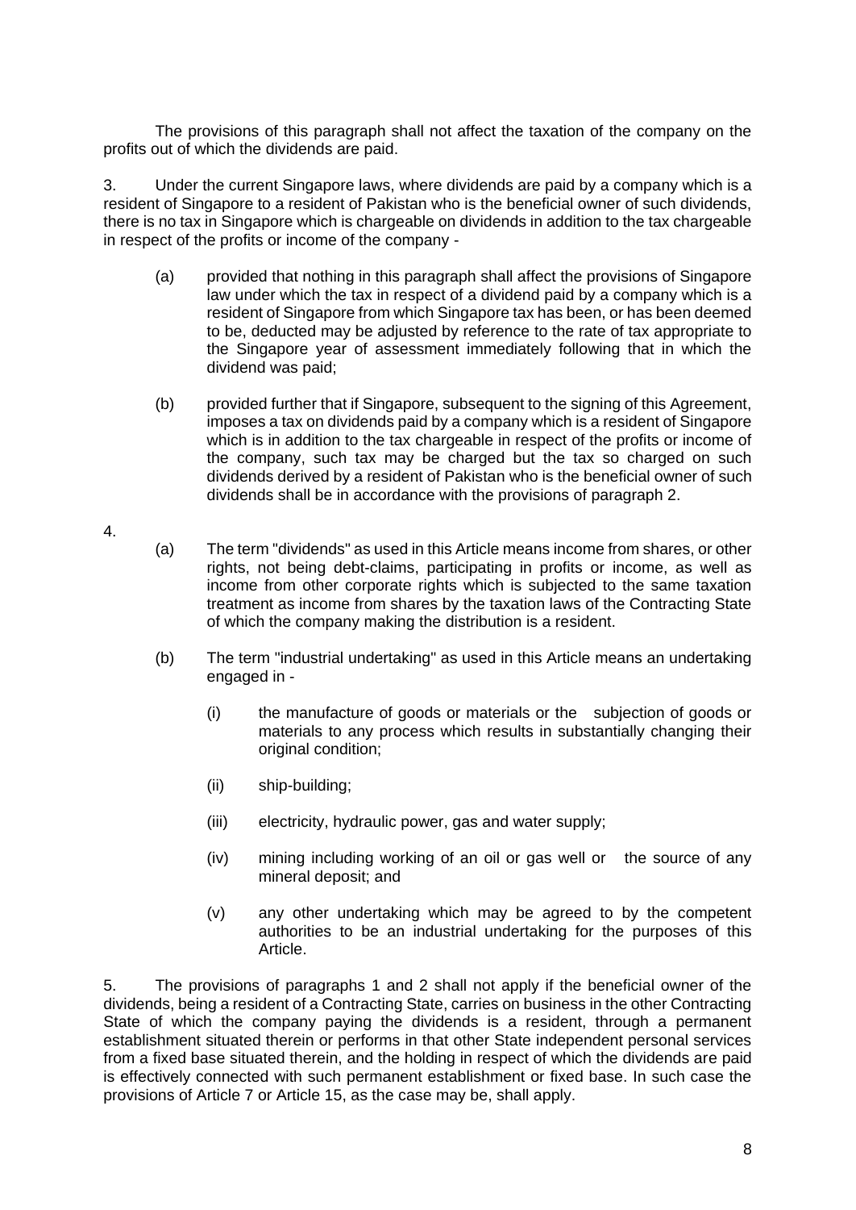The provisions of this paragraph shall not affect the taxation of the company on the profits out of which the dividends are paid.

3. Under the current Singapore laws, where dividends are paid by a company which is a resident of Singapore to a resident of Pakistan who is the beneficial owner of such dividends, there is no tax in Singapore which is chargeable on dividends in addition to the tax chargeable in respect of the profits or income of the company -

(a) provided that nothing in this paragraph shall affect the provisions of Singapore law under which the tax in respect of a dividend paid by a company which is a resident of Singapore from which Singapore tax has been, or has been deemed to be, deducted may be adjusted by reference to the rate of tax appropriate to the Singapore year of assessment immediately following that in which the dividend was paid;

(b) provided further that if Singapore, subsequent to the signing of this Agreement, imposes a tax on dividends paid by a company which is a resident of Singapore which is in addition to the tax chargeable in respect of the profits or income of the company, such tax may be charged but the tax so charged on such dividends derived by a resident of Pakistan who is the beneficial owner of such dividends shall be in accordance with the provisions of paragraph 2.

4.

(a) The term "dividends" as used in this Article means income from shares, or other rights, not being debt-claims, participating in profits or income, as well as income from other corporate rights which is subjected to the same taxation treatment as income from shares by the taxation laws of the Contracting State of which the company making the distribution is a resident.

(b) The term "industrial undertaking" as used in this Article means an undertaking engaged in -

(i) the manufacture of goods or materials or the subjection of goods or materials to any process which results in substantially changing their original condition;

(ii) ship-building;

(iii) electricity, hydraulic power, gas and water supply;

(iv) mining including working of an oil or gas well or the source of any mineral deposit; and

(v) any other undertaking which may be agreed to by the competent authorities to be an industrial undertaking for the purposes of this Article.

5. The provisions of paragraphs 1 and 2 shall not apply if the beneficial owner of the dividends, being a resident of a Contracting State, carries on business in the other Contracting State of which the company paying the dividends is a resident, through a permanent establishment situated therein or performs in that other State independent personal services from a fixed base situated therein, and the holding in respect of which the dividends are paid is effectively connected with such permanent establishment or fixed base. In such case the provisions of Article 7 or Article 15, as the case may be, shall apply.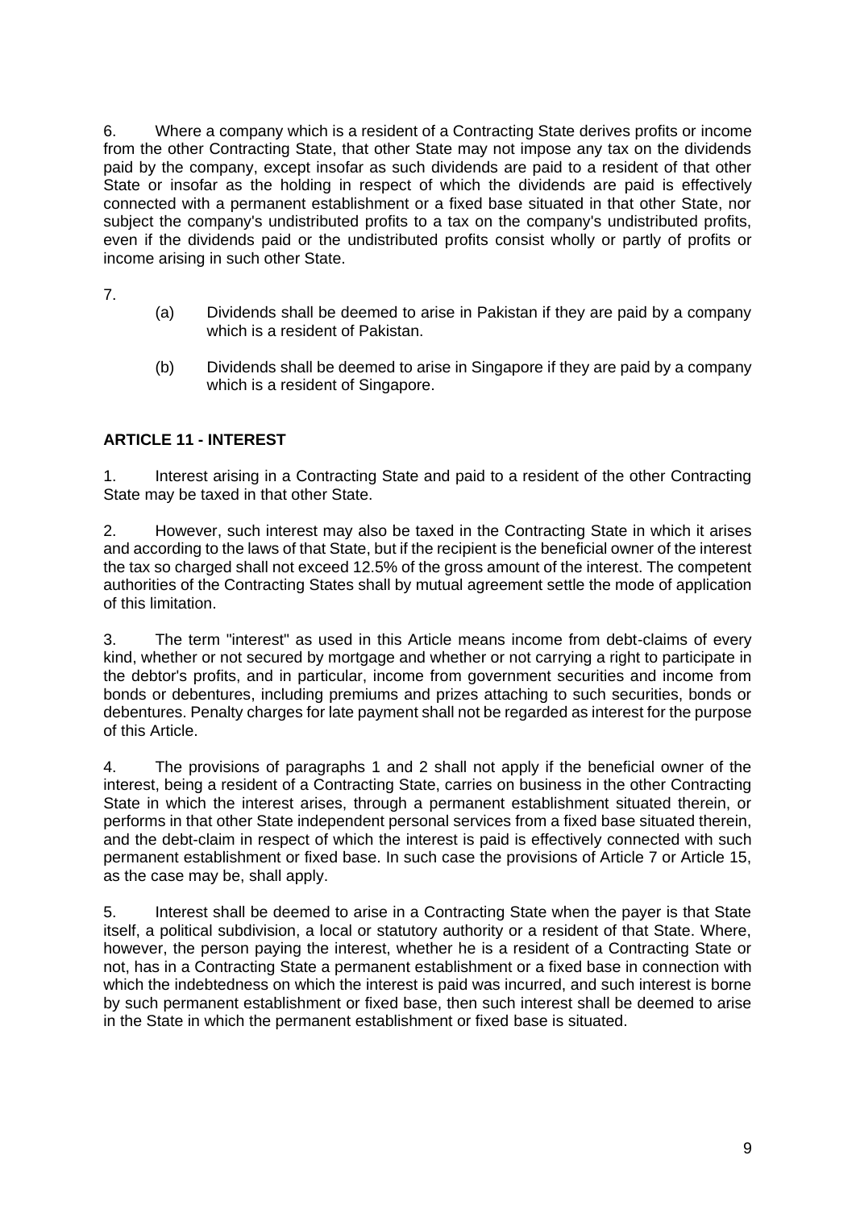6. Where a company which is a resident of a Contracting State derives profits or income from the other Contracting State, that other State may not impose any tax on the dividends paid by the company, except insofar as such dividends are paid to a resident of that other State or insofar as the holding in respect of which the dividends are paid is effectively connected with a permanent establishment or a fixed base situated in that other State, nor subject the company's undistributed profits to a tax on the company's undistributed profits, even if the dividends paid or the undistributed profits consist wholly or partly of profits or income arising in such other State.

7.

(a) Dividends shall be deemed to arise in Pakistan if they are paid by a company which is a resident of Pakistan.

(b) Dividends shall be deemed to arise in Singapore if they are paid by a company which is a resident of Singapore.

### ARTICLE 11 - INTEREST

1. Interest arising in a Contracting State and paid to a resident of the other Contracting State may be taxed in that other State.

2. However, such interest may also be taxed in the Contracting State in which it arises and according to the laws of that State, but if the recipient is the beneficial owner of the interest the tax so charged shall not exceed 12.5% of the gross amount of the interest. The competent authorities of the Contracting States shall by mutual agreement settle the mode of application of this limitation.

3. The term "interest" as used in this Article means income from debt-claims of every kind, whether or not secured by mortgage and whether or not carrying a right to participate in the debtor's profits, and in particular, income from government securities and income from bonds or debentures, including premiums and prizes attaching to such securities, bonds or debentures. Penalty charges for late payment shall not be regarded as interest for the purpose of this Article.

4. The provisions of paragraphs 1 and 2 shall not apply if the beneficial owner of the interest, being a resident of a Contracting State, carries on business in the other Contracting State in which the interest arises, through a permanent establishment situated therein, or performs in that other State independent personal services from a fixed base situated therein, and the debt-claim in respect of which the interest is paid is effectively connected with such permanent establishment or fixed base. In such case the provisions of Article 7 or Article 15, as the case may be, shall apply.

5. Interest shall be deemed to arise in a Contracting State when the payer is that State itself, a political subdivision, a local or statutory authority or a resident of that State. Where, however, the person paying the interest, whether he is a resident of a Contracting State or not, has in a Contracting State a permanent establishment or a fixed base in connection with which the indebtedness on which the interest is paid was incurred, and such interest is borne by such permanent establishment or fixed base, then such interest shall be deemed to arise in the State in which the permanent establishment or fixed base is situated.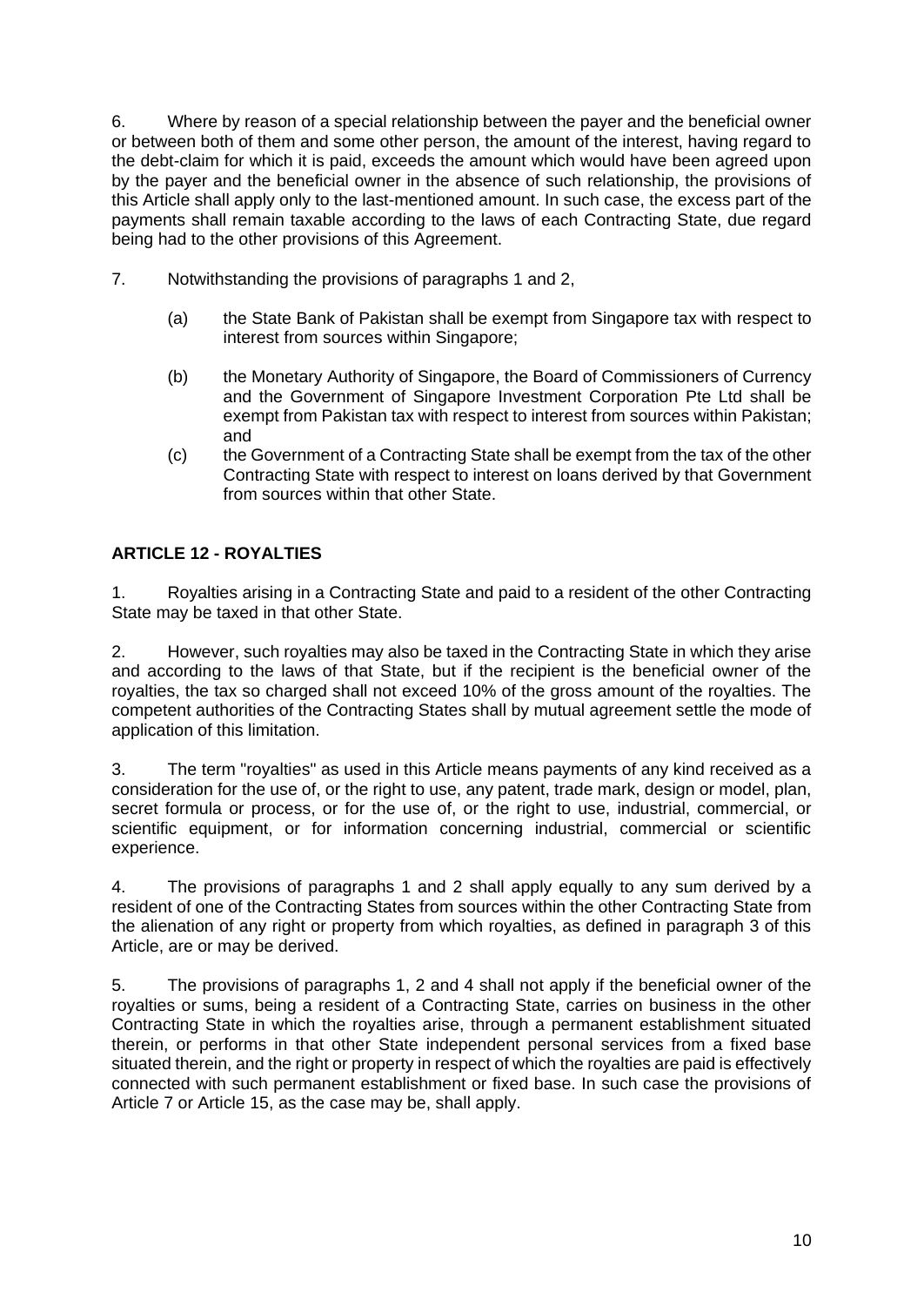6. Where by reason of a special relationship between the payer and the beneficial owner or between both of them and some other person, the amount of the interest, having regard to the debt-claim for which it is paid, exceeds the amount which would have been agreed upon by the payer and the beneficial owner in the absence of such relationship, the provisions of this Article shall apply only to the last-mentioned amount. In such case, the excess part of the payments shall remain taxable according to the laws of each Contracting State, due regard being had to the other provisions of this Agreement.

7. Notwithstanding the provisions of paragraphs 1 and 2,

(a) the State Bank of Pakistan shall be exempt from Singapore tax with respect to interest from sources within Singapore;

(b) the Monetary Authority of Singapore, the Board of Commissioners of Currency and the Government of Singapore Investment Corporation Pte Ltd shall be exempt from Pakistan tax with respect to interest from sources within Pakistan; and

(c) the Government of a Contracting State shall be exempt from the tax of the other Contracting State with respect to interest on loans derived by that Government from sources within that other State.

## ARTICLE 12 - ROYALTIES

1. Royalties arising in a Contracting State and paid to a resident of the other Contracting State may be taxed in that other State.

2. However, such royalties may also be taxed in the Contracting State in which they arise and according to the laws of that State, but if the recipient is the beneficial owner of the royalties, the tax so charged shall not exceed 10% of the gross amount of the royalties. The competent authorities of the Contracting States shall by mutual agreement settle the mode of application of this limitation.

3. The term "royalties" as used in this Article means payments of any kind received as a consideration for the use of, or the right to use, any patent, trade mark, design or model, plan, secret formula or process, or for the use of, or the right to use, industrial, commercial, or scientific equipment, or for information concerning industrial, commercial or scientific experience.

4. The provisions of paragraphs 1 and 2 shall apply equally to any sum derived by a resident of one of the Contracting States from sources within the other Contracting State from the alienation of any right or property from which royalties, as defined in paragraph 3 of this Article, are or may be derived.

5. The provisions of paragraphs 1, 2 and 4 shall not apply if the beneficial owner of the royalties or sums, being a resident of a Contracting State, carries on business in the other Contracting State in which the royalties arise, through a permanent establishment situated therein, or performs in that other State independent personal services from a fixed base situated therein, and the right or property in respect of which the royalties are paid is effectively connected with such permanent establishment or fixed base. In such case the provisions of Article 7 or Article 15, as the case may be, shall apply.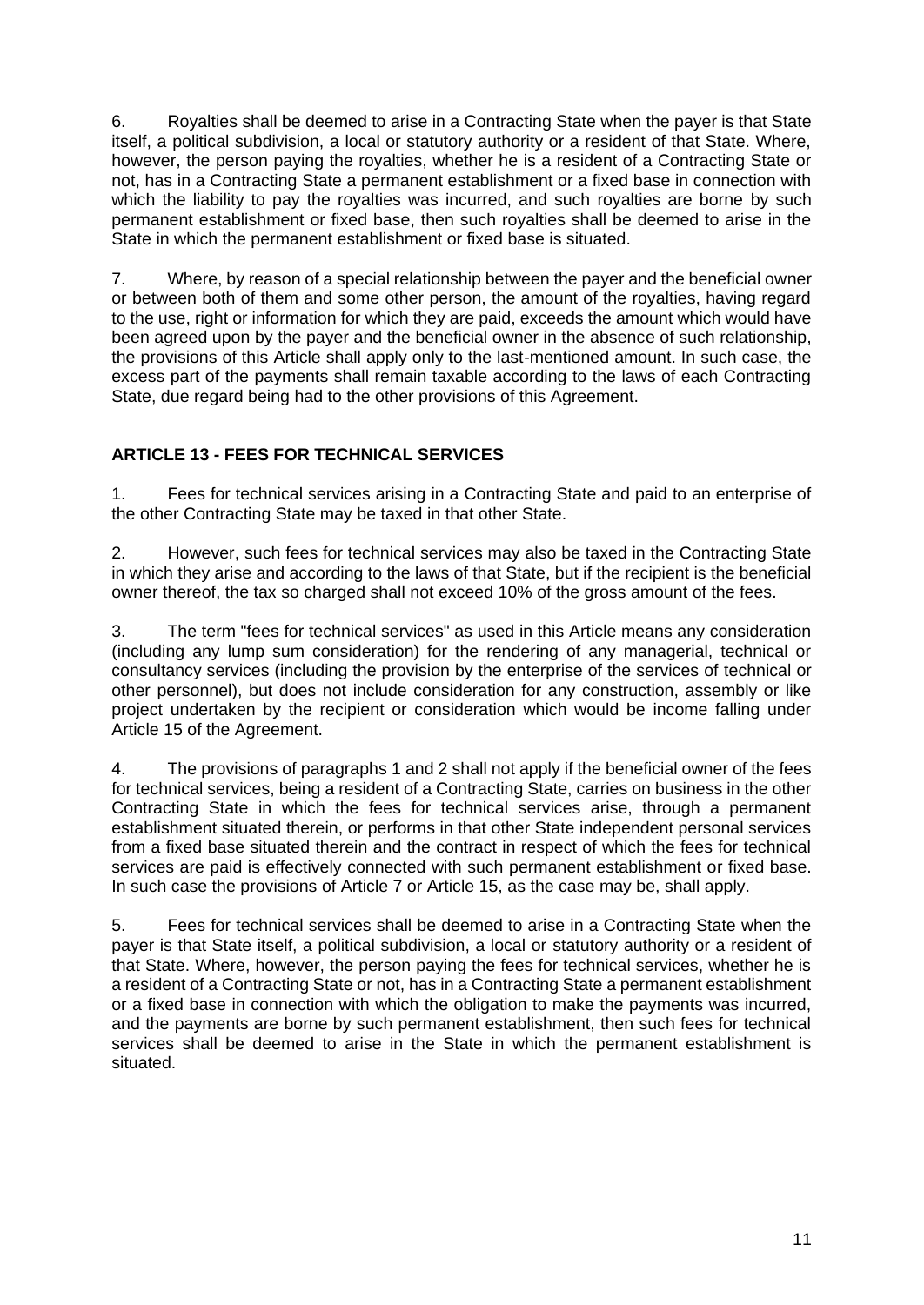6. Royalties shall be deemed to arise in a Contracting State when the payer is that State itself, a political subdivision, a local or statutory authority or a resident of that State. Where, however, the person paying the royalties, whether he is a resident of a Contracting State or not, has in a Contracting State a permanent establishment or a fixed base in connection with which the liability to pay the royalties was incurred, and such royalties are borne by such permanent establishment or fixed base, then such royalties shall be deemed to arise in the State in which the permanent establishment or fixed base is situated.

7. Where, by reason of a special relationship between the payer and the beneficial owner or between both of them and some other person, the amount of the royalties, having regard to the use, right or information for which they are paid, exceeds the amount which would have been agreed upon by the payer and the beneficial owner in the absence of such relationship, the provisions of this Article shall apply only to the last-mentioned amount. In such case, the excess part of the payments shall remain taxable according to the laws of each Contracting State, due regard being had to the other provisions of this Agreement.

## ARTICLE 13 - FEES FOR TECHNICAL SERVICES

1. Fees for technical services arising in a Contracting State and paid to an enterprise of the other Contracting State may be taxed in that other State.

2. However, such fees for technical services may also be taxed in the Contracting State in which they arise and according to the laws of that State, but if the recipient is the beneficial owner thereof, the tax so charged shall not exceed 10% of the gross amount of the fees.

3. The term "fees for technical services" as used in this Article means any consideration (including any lump sum consideration) for the rendering of any managerial, technical or consultancy services (including the provision by the enterprise of the services of technical or other personnel), but does not include consideration for any construction, assembly or like project undertaken by the recipient or consideration which would be income falling under Article 15 of the Agreement.

4. The provisions of paragraphs 1 and 2 shall not apply if the beneficial owner of the fees for technical services, being a resident of a Contracting State, carries on business in the other Contracting State in which the fees for technical services arise, through a permanent establishment situated therein, or performs in that other State independent personal services from a fixed base situated therein and the contract in respect of which the fees for technical services are paid is effectively connected with such permanent establishment or fixed base. In such case the provisions of Article 7 or Article 15, as the case may be, shall apply.

5. Fees for technical services shall be deemed to arise in a Contracting State when the payer is that State itself, a political subdivision, a local or statutory authority or a resident of that State. Where, however, the person paying the fees for technical services, whether he is a resident of a Contracting State or not, has in a Contracting State a permanent establishment or a fixed base in connection with which the obligation to make the payments was incurred, and the payments are borne by such permanent establishment, then such fees for technical services shall be deemed to arise in the State in which the permanent establishment is situated.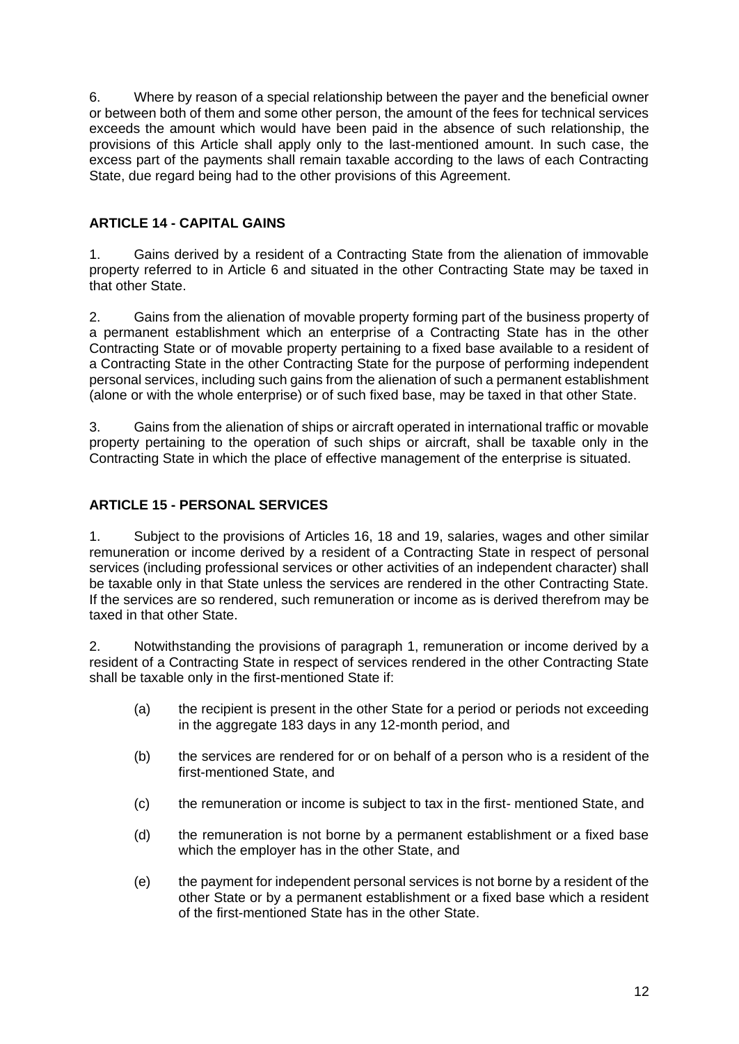6. Where by reason of a special relationship between the payer and the beneficial owner or between both of them and some other person, the amount of the fees for technical services exceeds the amount which would have been paid in the absence of such relationship, the provisions of this Article shall apply only to the last-mentioned amount. In such case, the excess part of the payments shall remain taxable according to the laws of each Contracting State, due regard being had to the other provisions of this Agreement.

## ARTICLE 14 - CAPITAL GAINS

1. Gains derived by a resident of a Contracting State from the alienation of immovable property referred to in Article 6 and situated in the other Contracting State may be taxed in that other State.

2. Gains from the alienation of movable property forming part of the business property of a permanent establishment which an enterprise of a Contracting State has in the other Contracting State or of movable property pertaining to a fixed base available to a resident of a Contracting State in the other Contracting State for the purpose of performing independent personal services, including such gains from the alienation of such a permanent establishment (alone or with the whole enterprise) or of such fixed base, may be taxed in that other State.

3. Gains from the alienation of ships or aircraft operated in international traffic or movable property pertaining to the operation of such ships or aircraft, shall be taxable only in the Contracting State in which the place of effective management of the enterprise is situated.

## ARTICLE 15 - PERSONAL SERVICES

1. Subject to the provisions of Articles 16, 18 and 19, salaries, wages and other similar remuneration or income derived by a resident of a Contracting State in respect of personal services (including professional services or other activities of an independent character) shall be taxable only in that State unless the services are rendered in the other Contracting State. If the services are so rendered, such remuneration or income as is derived therefrom may be taxed in that other State.

2. Notwithstanding the provisions of paragraph 1, remuneration or income derived by a resident of a Contracting State in respect of services rendered in the other Contracting State shall be taxable only in the first-mentioned State if:

(a) the recipient is present in the other State for a period or periods not exceeding in the aggregate 183 days in any 12-month period, and

(b) the services are rendered for or on behalf of a person who is a resident of the first-mentioned State, and

(c) the remuneration or income is subject to tax in the first- mentioned State, and

(d) the remuneration is not borne by a permanent establishment or a fixed base which the employer has in the other State, and

(e) the payment for independent personal services is not borne by a resident of the other State or by a permanent establishment or a fixed base which a resident of the first-mentioned State has in the other State.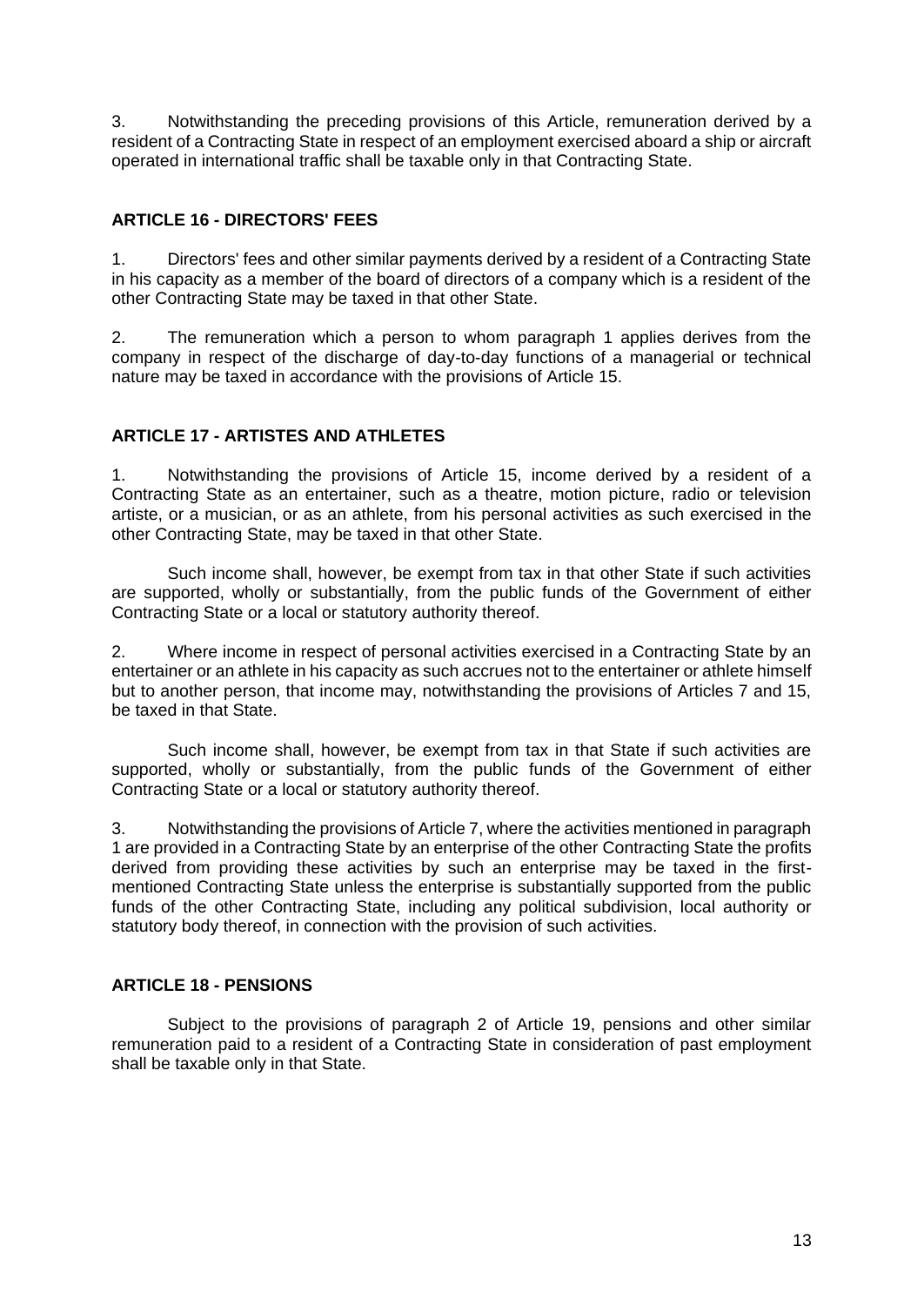3. Notwithstanding the preceding provisions of this Article, remuneration derived by a resident of a Contracting State in respect of an employment exercised aboard a ship or aircraft operated in international traffic shall be taxable only in that Contracting State.

### ARTICLE 16 - DIRECTORS' FEES

1. Directors' fees and other similar payments derived by a resident of a Contracting State in his capacity as a member of the board of directors of a company which is a resident of the other Contracting State may be taxed in that other State.

2. The remuneration which a person to whom paragraph 1 applies derives from the company in respect of the discharge of day-to-day functions of a managerial or technical nature may be taxed in accordance with the provisions of Article 15.

### ARTICLE 17 - ARTISTES AND ATHLETES

1. Notwithstanding the provisions of Article 15, income derived by a resident of a Contracting State as an entertainer, such as a theatre, motion picture, radio or television artiste, or a musician, or as an athlete, from his personal activities as such exercised in the other Contracting State, may be taxed in that other State.

Such income shall, however, be exempt from tax in that other State if such activities are supported, wholly or substantially, from the public funds of the Government of either Contracting State or a local or statutory authority thereof.

2. Where income in respect of personal activities exercised in a Contracting State by an entertainer or an athlete in his capacity as such accrues not to the entertainer or athlete himself but to another person, that income may, notwithstanding the provisions of Articles 7 and 15, be taxed in that State.

Such income shall, however, be exempt from tax in that State if such activities are supported, wholly or substantially, from the public funds of the Government of either Contracting State or a local or statutory authority thereof.

3. Notwithstanding the provisions of Article 7, where the activities mentioned in paragraph 1 are provided in a Contracting State by an enterprise of the other Contracting State the profits derived from providing these activities by such an enterprise may be taxed in the first-mentioned Contracting State unless the enterprise is substantially supported from the public funds of the other Contracting State, including any political subdivision, local authority or statutory body thereof, in connection with the provision of such activities.

### ARTICLE 18 - PENSIONS

Subject to the provisions of paragraph 2 of Article 19, pensions and other similar remuneration paid to a resident of a Contracting State in consideration of past employment shall be taxable only in that State.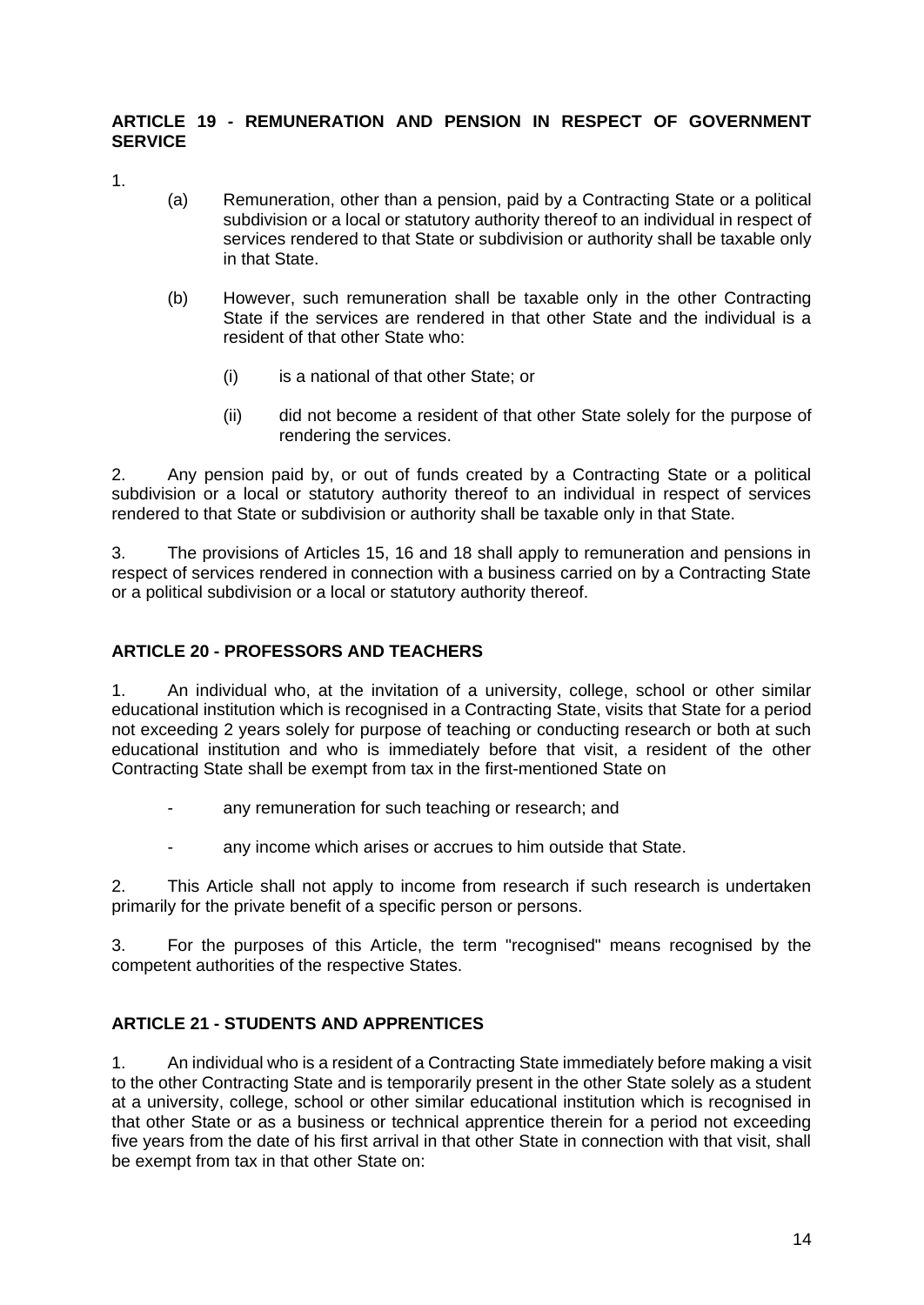## ARTICLE 19 - REMUNERATION AND PENSION IN RESPECT OF GOVERNMENT SERVICE

1.

(a) Remuneration, other than a pension, paid by a Contracting State or a political subdivision or a local or statutory authority thereof to an individual in respect of services rendered to that State or subdivision or authority shall be taxable only in that State.

(b) However, such remuneration shall be taxable only in the other Contracting State if the services are rendered in that other State and the individual is a resident of that other State who:

(i) is a national of that other State; or

(ii) did not become a resident of that other State solely for the purpose of rendering the services.

2. Any pension paid by, or out of funds created by a Contracting State or a political subdivision or a local or statutory authority thereof to an individual in respect of services rendered to that State or subdivision or authority shall be taxable only in that State.

3. The provisions of Articles 15, 16 and 18 shall apply to remuneration and pensions in respect of services rendered in connection with a business carried on by a Contracting State or a political subdivision or a local or statutory authority thereof.

## ARTICLE 20 - PROFESSORS AND TEACHERS

1. An individual who, at the invitation of a university, college, school or other similar educational institution which is recognised in a Contracting State, visits that State for a period not exceeding 2 years solely for purpose of teaching or conducting research or both at such educational institution and who is immediately before that visit, a resident of the other Contracting State shall be exempt from tax in the first-mentioned State on

- any remuneration for such teaching or research; and
- any income which arises or accrues to him outside that State.

2. This Article shall not apply to income from research if such research is undertaken primarily for the private benefit of a specific person or persons.

3. For the purposes of this Article, the term "recognised" means recognised by the competent authorities of the respective States.

## ARTICLE 21 - STUDENTS AND APPRENTICES

1. An individual who is a resident of a Contracting State immediately before making a visit to the other Contracting State and is temporarily present in the other State solely as a student at a university, college, school or other similar educational institution which is recognised in that other State or as a business or technical apprentice therein for a period not exceeding five years from the date of his first arrival in that other State in connection with that visit, shall be exempt from tax in that other State on: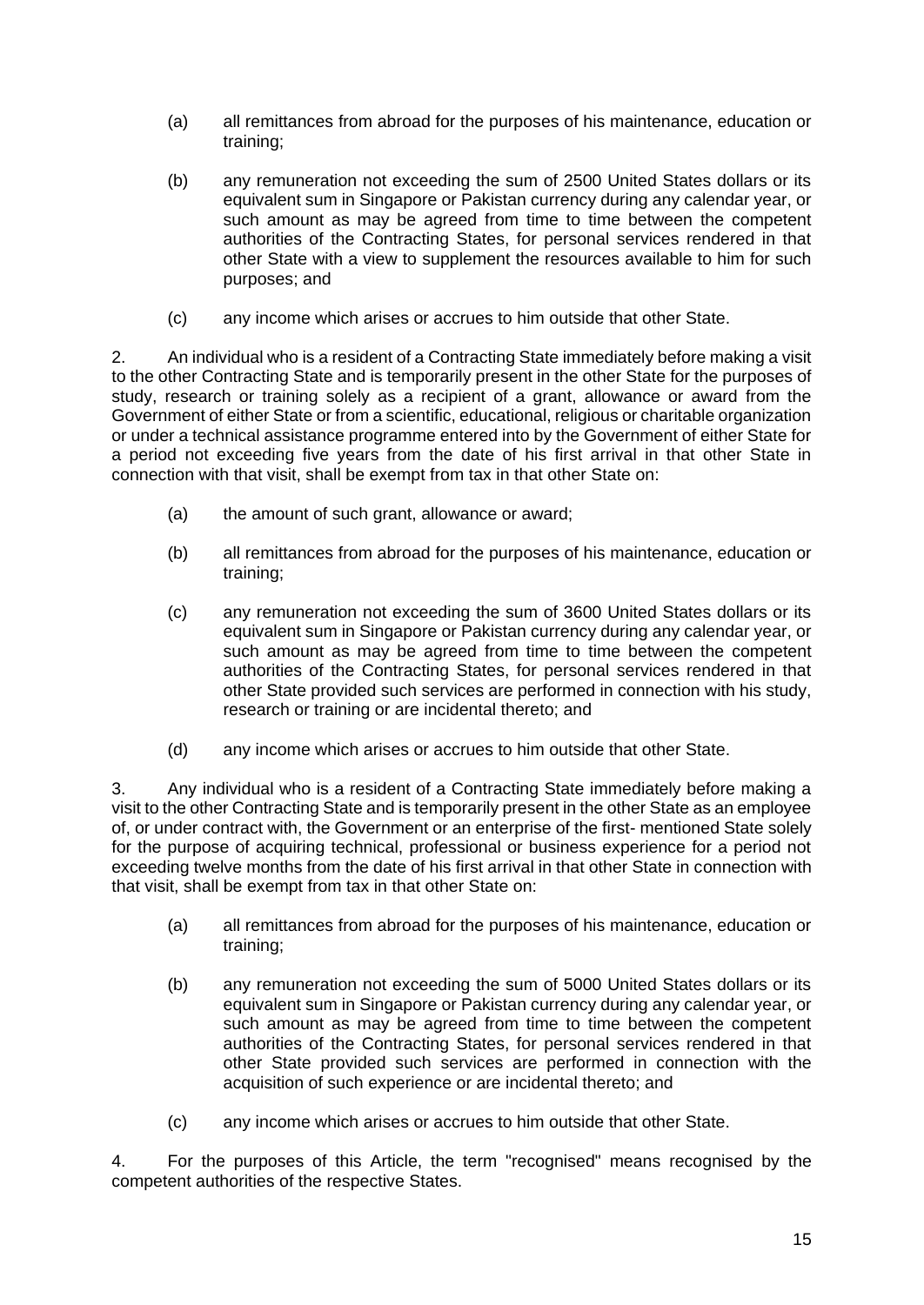(a) all remittances from abroad for the purposes of his maintenance, education or training;

(b) any remuneration not exceeding the sum of 2500 United States dollars or its equivalent sum in Singapore or Pakistan currency during any calendar year, or such amount as may be agreed from time to time between the competent authorities of the Contracting States, for personal services rendered in that other State with a view to supplement the resources available to him for such purposes; and

(c) any income which arises or accrues to him outside that other State.

2. An individual who is a resident of a Contracting State immediately before making a visit to the other Contracting State and is temporarily present in the other State for the purposes of study, research or training solely as a recipient of a grant, allowance or award from the Government of either State or from a scientific, educational, religious or charitable organization or under a technical assistance programme entered into by the Government of either State for a period not exceeding five years from the date of his first arrival in that other State in connection with that visit, shall be exempt from tax in that other State on:

(a) the amount of such grant, allowance or award;

(b) all remittances from abroad for the purposes of his maintenance, education or training;

(c) any remuneration not exceeding the sum of 3600 United States dollars or its equivalent sum in Singapore or Pakistan currency during any calendar year, or such amount as may be agreed from time to time between the competent authorities of the Contracting States, for personal services rendered in that other State provided such services are performed in connection with his study, research or training or are incidental thereto; and

(d) any income which arises or accrues to him outside that other State.

3. Any individual who is a resident of a Contracting State immediately before making a visit to the other Contracting State and is temporarily present in the other State as an employee of, or under contract with, the Government or an enterprise of the first- mentioned State solely for the purpose of acquiring technical, professional or business experience for a period not exceeding twelve months from the date of his first arrival in that other State in connection with that visit, shall be exempt from tax in that other State on:

(a) all remittances from abroad for the purposes of his maintenance, education or training;

(b) any remuneration not exceeding the sum of 5000 United States dollars or its equivalent sum in Singapore or Pakistan currency during any calendar year, or such amount as may be agreed from time to time between the competent authorities of the Contracting States, for personal services rendered in that other State provided such services are performed in connection with the acquisition of such experience or are incidental thereto; and

(c) any income which arises or accrues to him outside that other State.

4. For the purposes of this Article, the term "recognised" means recognised by the competent authorities of the respective States.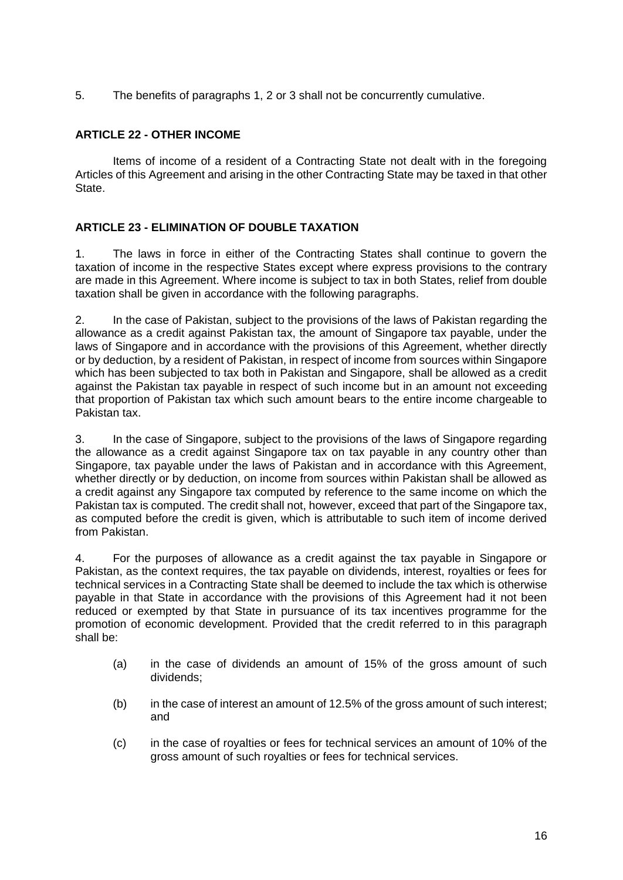5. The benefits of paragraphs 1, 2 or 3 shall not be concurrently cumulative.

## ARTICLE 22 - OTHER INCOME

Items of income of a resident of a Contracting State not dealt with in the foregoing Articles of this Agreement and arising in the other Contracting State may be taxed in that other State.

## ARTICLE 23 - ELIMINATION OF DOUBLE TAXATION

1. The laws in force in either of the Contracting States shall continue to govern the taxation of income in the respective States except where express provisions to the contrary are made in this Agreement. Where income is subject to tax in both States, relief from double taxation shall be given in accordance with the following paragraphs.

2. In the case of Pakistan, subject to the provisions of the laws of Pakistan regarding the allowance as a credit against Pakistan tax, the amount of Singapore tax payable, under the laws of Singapore and in accordance with the provisions of this Agreement, whether directly or by deduction, by a resident of Pakistan, in respect of income from sources within Singapore which has been subjected to tax both in Pakistan and Singapore, shall be allowed as a credit against the Pakistan tax payable in respect of such income but in an amount not exceeding that proportion of Pakistan tax which such amount bears to the entire income chargeable to Pakistan tax.

3. In the case of Singapore, subject to the provisions of the laws of Singapore regarding the allowance as a credit against Singapore tax on tax payable in any country other than Singapore, tax payable under the laws of Pakistan and in accordance with this Agreement, whether directly or by deduction, on income from sources within Pakistan shall be allowed as a credit against any Singapore tax computed by reference to the same income on which the Pakistan tax is computed. The credit shall not, however, exceed that part of the Singapore tax, as computed before the credit is given, which is attributable to such item of income derived from Pakistan.

4. For the purposes of allowance as a credit against the tax payable in Singapore or Pakistan, as the context requires, the tax payable on dividends, interest, royalties or fees for technical services in a Contracting State shall be deemed to include the tax which is otherwise payable in that State in accordance with the provisions of this Agreement had it not been reduced or exempted by that State in pursuance of its tax incentives programme for the promotion of economic development. Provided that the credit referred to in this paragraph shall be:

(a) in the case of dividends an amount of 15% of the gross amount of such dividends;

(b) in the case of interest an amount of 12.5% of the gross amount of such interest; and

(c) in the case of royalties or fees for technical services an amount of 10% of the gross amount of such royalties or fees for technical services.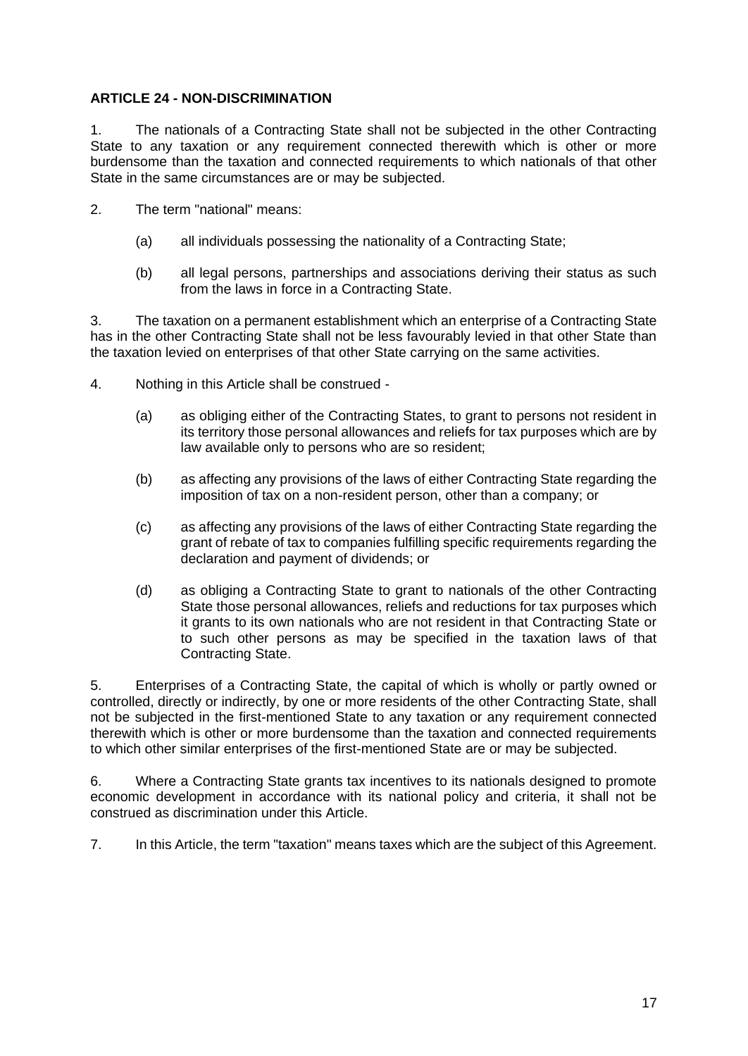## ARTICLE 24 - NON-DISCRIMINATION

1. The nationals of a Contracting State shall not be subjected in the other Contracting State to any taxation or any requirement connected therewith which is other or more burdensome than the taxation and connected requirements to which nationals of that other State in the same circumstances are or may be subjected.

2. The term "national" means:

   (a) all individuals possessing the nationality of a Contracting State;

   (b) all legal persons, partnerships and associations deriving their status as such from the laws in force in a Contracting State.

3. The taxation on a permanent establishment which an enterprise of a Contracting State has in the other Contracting State shall not be less favourably levied in that other State than the taxation levied on enterprises of that other State carrying on the same activities.

4. Nothing in this Article shall be construed -

   (a) as obliging either of the Contracting States, to grant to persons not resident in its territory those personal allowances and reliefs for tax purposes which are by law available only to persons who are so resident;

   (b) as affecting any provisions of the laws of either Contracting State regarding the imposition of tax on a non-resident person, other than a company; or

   (c) as affecting any provisions of the laws of either Contracting State regarding the grant of rebate of tax to companies fulfilling specific requirements regarding the declaration and payment of dividends; or

   (d) as obliging a Contracting State to grant to nationals of the other Contracting State those personal allowances, reliefs and reductions for tax purposes which it grants to its own nationals who are not resident in that Contracting State or to such other persons as may be specified in the taxation laws of that Contracting State.

5. Enterprises of a Contracting State, the capital of which is wholly or partly owned or controlled, directly or indirectly, by one or more residents of the other Contracting State, shall not be subjected in the first-mentioned State to any taxation or any requirement connected therewith which is other or more burdensome than the taxation and connected requirements to which other similar enterprises of the first-mentioned State are or may be subjected.

6. Where a Contracting State grants tax incentives to its nationals designed to promote economic development in accordance with its national policy and criteria, it shall not be construed as discrimination under this Article.

7. In this Article, the term "taxation" means taxes which are the subject of this Agreement.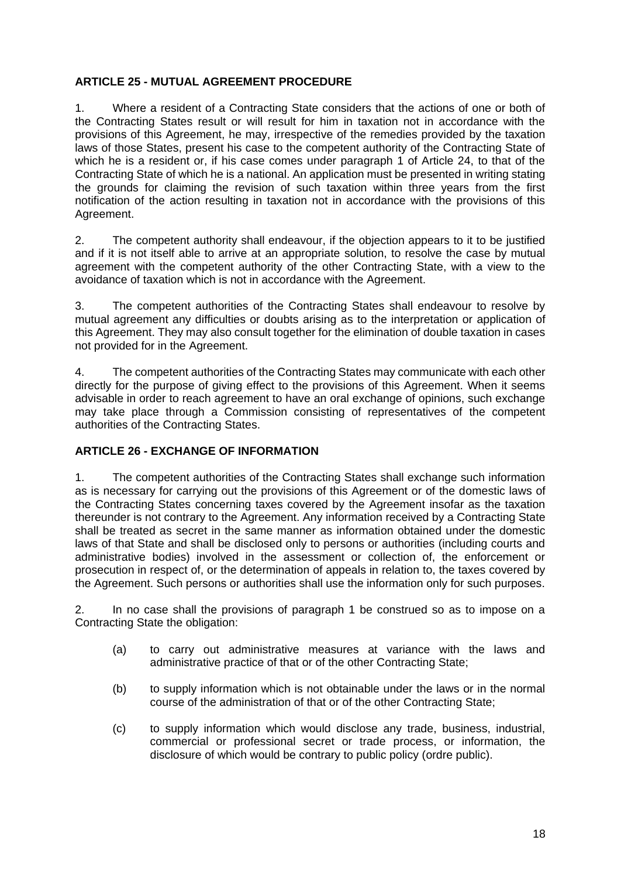## ARTICLE 25 - MUTUAL AGREEMENT PROCEDURE

1. Where a resident of a Contracting State considers that the actions of one or both of the Contracting States result or will result for him in taxation not in accordance with the provisions of this Agreement, he may, irrespective of the remedies provided by the taxation laws of those States, present his case to the competent authority of the Contracting State of which he is a resident or, if his case comes under paragraph 1 of Article 24, to that of the Contracting State of which he is a national. An application must be presented in writing stating the grounds for claiming the revision of such taxation within three years from the first notification of the action resulting in taxation not in accordance with the provisions of this Agreement.

2. The competent authority shall endeavour, if the objection appears to it to be justified and if it is not itself able to arrive at an appropriate solution, to resolve the case by mutual agreement with the competent authority of the other Contracting State, with a view to the avoidance of taxation which is not in accordance with the Agreement.

3. The competent authorities of the Contracting States shall endeavour to resolve by mutual agreement any difficulties or doubts arising as to the interpretation or application of this Agreement. They may also consult together for the elimination of double taxation in cases not provided for in the Agreement.

4. The competent authorities of the Contracting States may communicate with each other directly for the purpose of giving effect to the provisions of this Agreement. When it seems advisable in order to reach agreement to have an oral exchange of opinions, such exchange may take place through a Commission consisting of representatives of the competent authorities of the Contracting States.

## ARTICLE 26 - EXCHANGE OF INFORMATION

1. The competent authorities of the Contracting States shall exchange such information as is necessary for carrying out the provisions of this Agreement or of the domestic laws of the Contracting States concerning taxes covered by the Agreement insofar as the taxation thereunder is not contrary to the Agreement. Any information received by a Contracting State shall be treated as secret in the same manner as information obtained under the domestic laws of that State and shall be disclosed only to persons or authorities (including courts and administrative bodies) involved in the assessment or collection of, the enforcement or prosecution in respect of, or the determination of appeals in relation to, the taxes covered by the Agreement. Such persons or authorities shall use the information only for such purposes.

2. In no case shall the provisions of paragraph 1 be construed so as to impose on a Contracting State the obligation:

(a) to carry out administrative measures at variance with the laws and administrative practice of that or of the other Contracting State;

(b) to supply information which is not obtainable under the laws or in the normal course of the administration of that or of the other Contracting State;

(c) to supply information which would disclose any trade, business, industrial, commercial or professional secret or trade process, or information, the disclosure of which would be contrary to public policy (ordre public).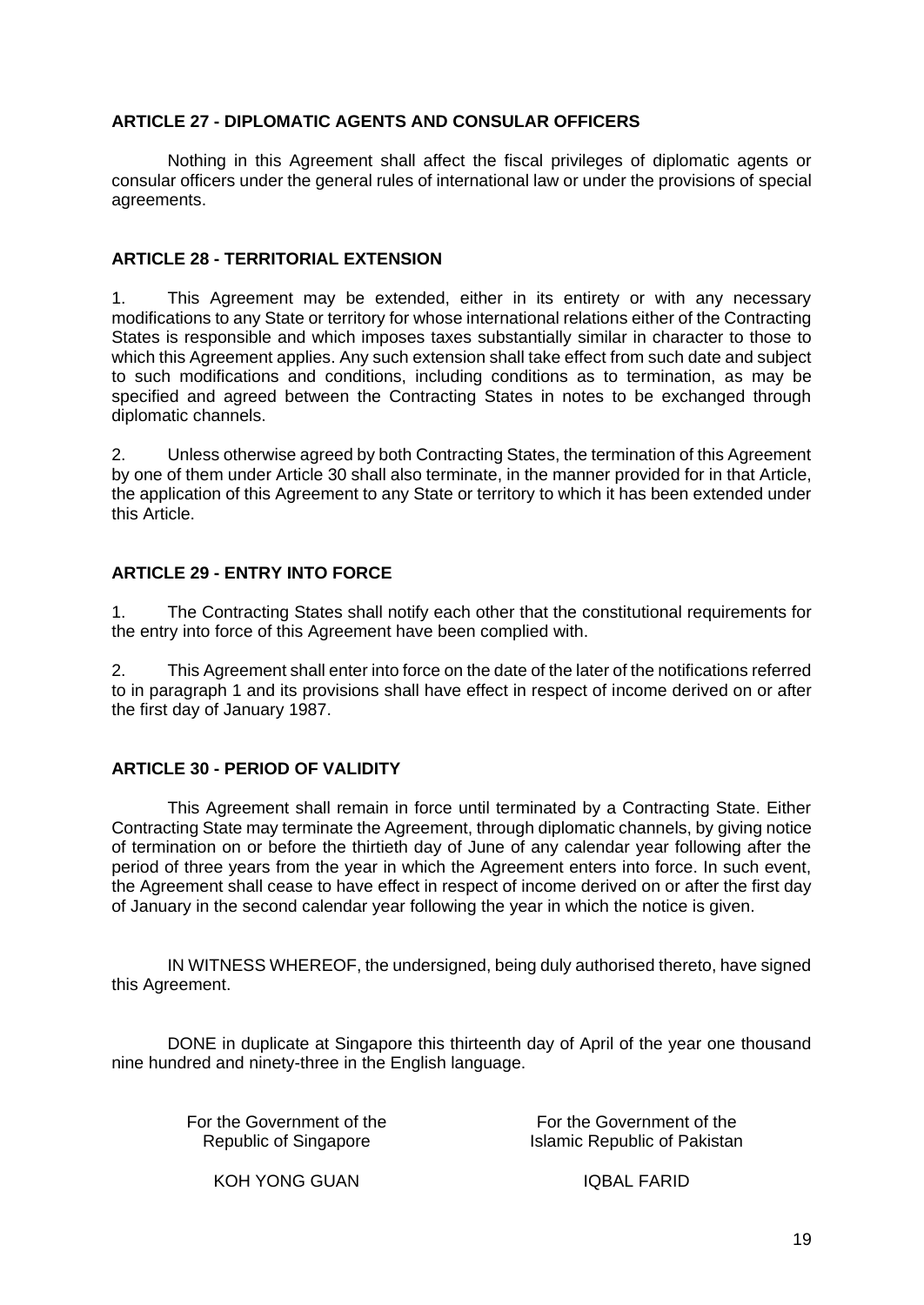**ARTICLE 27 - DIPLOMATIC AGENTS AND CONSULAR OFFICERS**

Nothing in this Agreement shall affect the fiscal privileges of diplomatic agents or consular officers under the general rules of international law or under the provisions of special agreements.

**ARTICLE 28 - TERRITORIAL EXTENSION**

1. This Agreement may be extended, either in its entirety or with any necessary modifications to any State or territory for whose international relations either of the Contracting States is responsible and which imposes taxes substantially similar in character to those to which this Agreement applies. Any such extension shall take effect from such date and subject to such modifications and conditions, including conditions as to termination, as may be specified and agreed between the Contracting States in notes to be exchanged through diplomatic channels.

2. Unless otherwise agreed by both Contracting States, the termination of this Agreement by one of them under Article 30 shall also terminate, in the manner provided for in that Article, the application of this Agreement to any State or territory to which it has been extended under this Article.

**ARTICLE 29 - ENTRY INTO FORCE**

1. The Contracting States shall notify each other that the constitutional requirements for the entry into force of this Agreement have been complied with.

2. This Agreement shall enter into force on the date of the later of the notifications referred to in paragraph 1 and its provisions shall have effect in respect of income derived on or after the first day of January 1987.

**ARTICLE 30 - PERIOD OF VALIDITY**

This Agreement shall remain in force until terminated by a Contracting State. Either Contracting State may terminate the Agreement, through diplomatic channels, by giving notice of termination on or before the thirtieth day of June of any calendar year following after the period of three years from the year in which the Agreement enters into force. In such event, the Agreement shall cease to have effect in respect of income derived on or after the first day of January in the second calendar year following the year in which the notice is given.

IN WITNESS WHEREOF, the undersigned, being duly authorised thereto, have signed this Agreement.

DONE in duplicate at Singapore this thirteenth day of April of the year one thousand nine hundred and ninety-three in the English language.

| For the Government of the Republic of Singapore | For the Government of the Islamic Republic of Pakistan |
|---|---|
| KOH YONG GUAN | IQBAL FARID |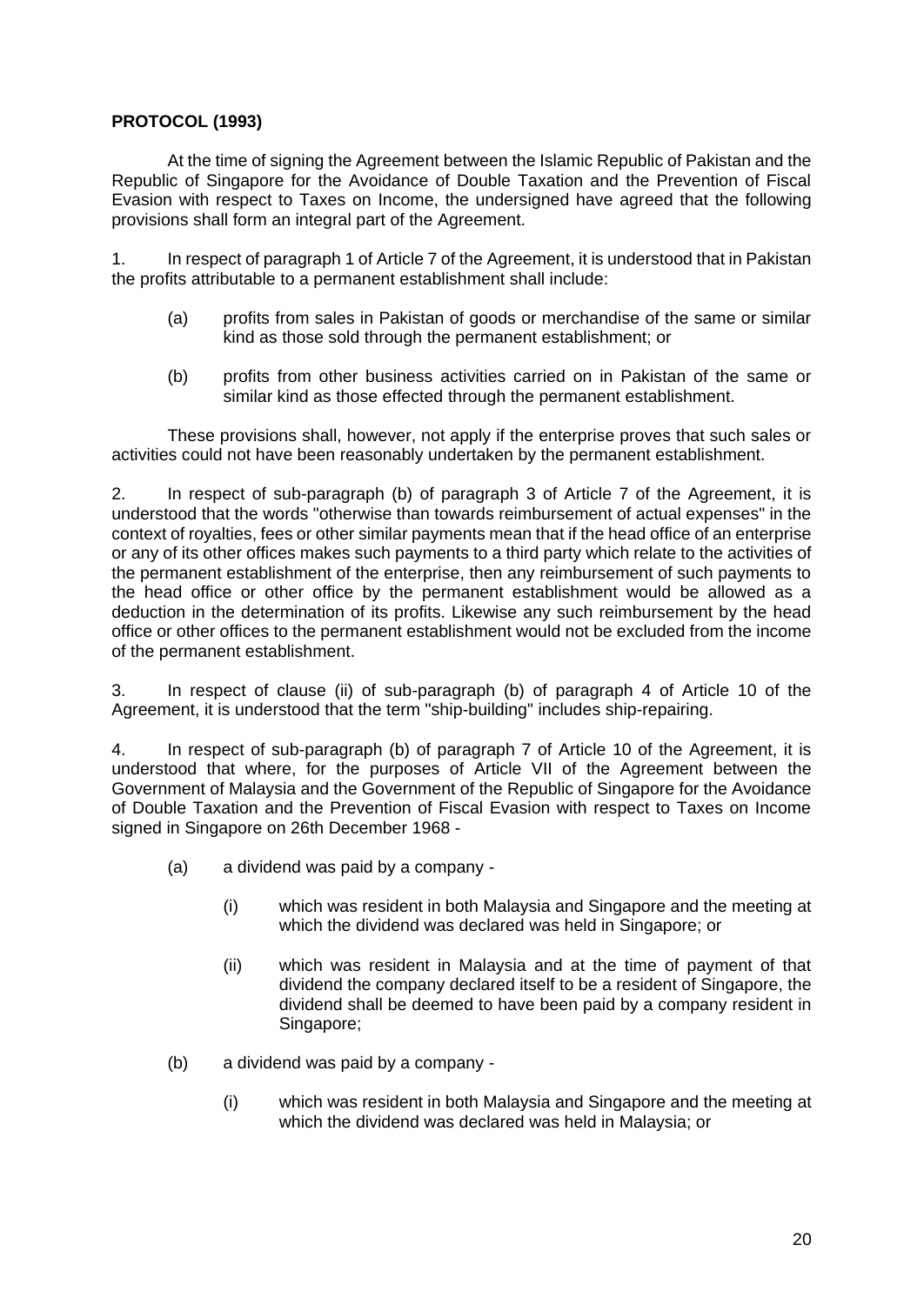**PROTOCOL (1993)**

At the time of signing the Agreement between the Islamic Republic of Pakistan and the Republic of Singapore for the Avoidance of Double Taxation and the Prevention of Fiscal Evasion with respect to Taxes on Income, the undersigned have agreed that the following provisions shall form an integral part of the Agreement.

1. In respect of paragraph 1 of Article 7 of the Agreement, it is understood that in Pakistan the profits attributable to a permanent establishment shall include:

   (a) profits from sales in Pakistan of goods or merchandise of the same or similar kind as those sold through the permanent establishment; or

   (b) profits from other business activities carried on in Pakistan of the same or similar kind as those effected through the permanent establishment.

These provisions shall, however, not apply if the enterprise proves that such sales or activities could not have been reasonably undertaken by the permanent establishment.

2. In respect of sub-paragraph (b) of paragraph 3 of Article 7 of the Agreement, it is understood that the words "otherwise than towards reimbursement of actual expenses" in the context of royalties, fees or other similar payments mean that if the head office of an enterprise or any of its other offices makes such payments to a third party which relate to the activities of the permanent establishment of the enterprise, then any reimbursement of such payments to the head office or other office by the permanent establishment would be allowed as a deduction in the determination of its profits. Likewise any such reimbursement by the head office or other offices to the permanent establishment would not be excluded from the income of the permanent establishment.

3. In respect of clause (ii) of sub-paragraph (b) of paragraph 4 of Article 10 of the Agreement, it is understood that the term "ship-building" includes ship-repairing.

4. In respect of sub-paragraph (b) of paragraph 7 of Article 10 of the Agreement, it is understood that where, for the purposes of Article VII of the Agreement between the Government of Malaysia and the Government of the Republic of Singapore for the Avoidance of Double Taxation and the Prevention of Fiscal Evasion with respect to Taxes on Income signed in Singapore on 26th December 1968 -

   (a) a dividend was paid by a company -

      (i) which was resident in both Malaysia and Singapore and the meeting at which the dividend was declared was held in Singapore; or

      (ii) which was resident in Malaysia and at the time of payment of that dividend the company declared itself to be a resident of Singapore, the dividend shall be deemed to have been paid by a company resident in Singapore;

   (b) a dividend was paid by a company -

      (i) which was resident in both Malaysia and Singapore and the meeting at which the dividend was declared was held in Malaysia; or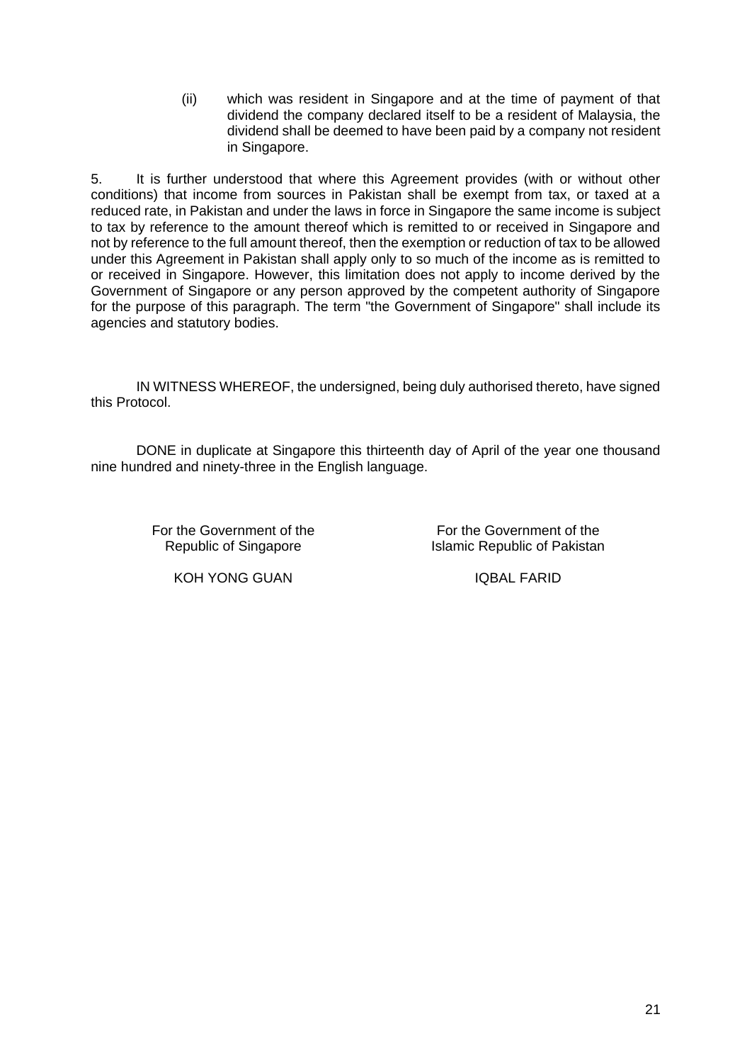(ii) which was resident in Singapore and at the time of payment of that dividend the company declared itself to be a resident of Malaysia, the dividend shall be deemed to have been paid by a company not resident in Singapore.

5. It is further understood that where this Agreement provides (with or without other conditions) that income from sources in Pakistan shall be exempt from tax, or taxed at a reduced rate, in Pakistan and under the laws in force in Singapore the same income is subject to tax by reference to the amount thereof which is remitted to or received in Singapore and not by reference to the full amount thereof, then the exemption or reduction of tax to be allowed under this Agreement in Pakistan shall apply only to so much of the income as is remitted to or received in Singapore. However, this limitation does not apply to income derived by the Government of Singapore or any person approved by the competent authority of Singapore for the purpose of this paragraph. The term "the Government of Singapore" shall include its agencies and statutory bodies.

IN WITNESS WHEREOF, the undersigned, being duly authorised thereto, have signed this Protocol.

DONE in duplicate at Singapore this thirteenth day of April of the year one thousand nine hundred and ninety-three in the English language.

| For the Government of the Republic of Singapore | For the Government of the Islamic Republic of Pakistan |
|---|---|
| KOH YONG GUAN | IQBAL FARID |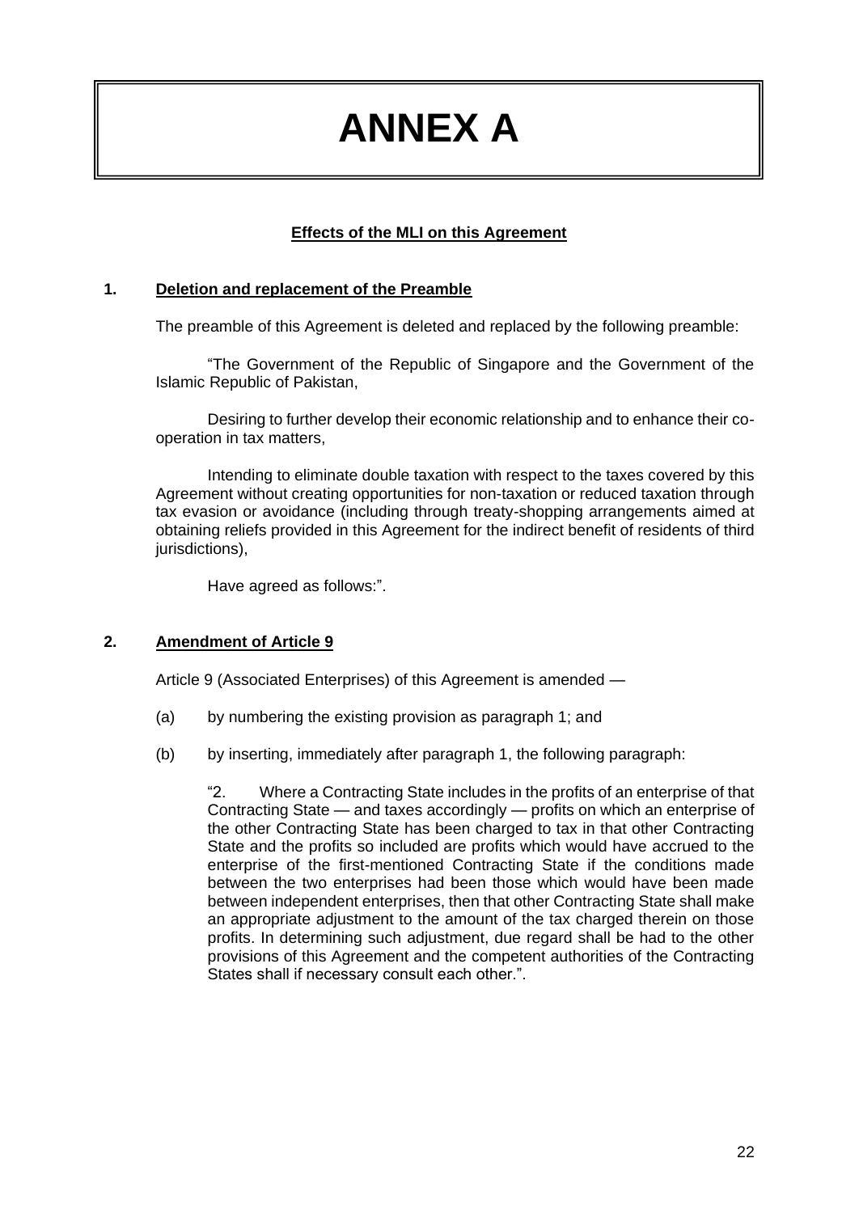# ANNEX A

**Effects of the MLI on this Agreement**

## 1. Deletion and replacement of the Preamble

The preamble of this Agreement is deleted and replaced by the following preamble:

"The Government of the Republic of Singapore and the Government of the Islamic Republic of Pakistan,

Desiring to further develop their economic relationship and to enhance their co-operation in tax matters,

Intending to eliminate double taxation with respect to the taxes covered by this Agreement without creating opportunities for non-taxation or reduced taxation through tax evasion or avoidance (including through treaty-shopping arrangements aimed at obtaining reliefs provided in this Agreement for the indirect benefit of residents of third jurisdictions),

Have agreed as follows:".

## 2. Amendment of Article 9

Article 9 (Associated Enterprises) of this Agreement is amended —

(a) by numbering the existing provision as paragraph 1; and

(b) by inserting, immediately after paragraph 1, the following paragraph:

"2. Where a Contracting State includes in the profits of an enterprise of that Contracting State — and taxes accordingly — profits on which an enterprise of the other Contracting State has been charged to tax in that other Contracting State and the profits so included are profits which would have accrued to the enterprise of the first-mentioned Contracting State if the conditions made between the two enterprises had been those which would have been made between independent enterprises, then that other Contracting State shall make an appropriate adjustment to the amount of the tax charged therein on those profits. In determining such adjustment, due regard shall be had to the other provisions of this Agreement and the competent authorities of the Contracting States shall if necessary consult each other.".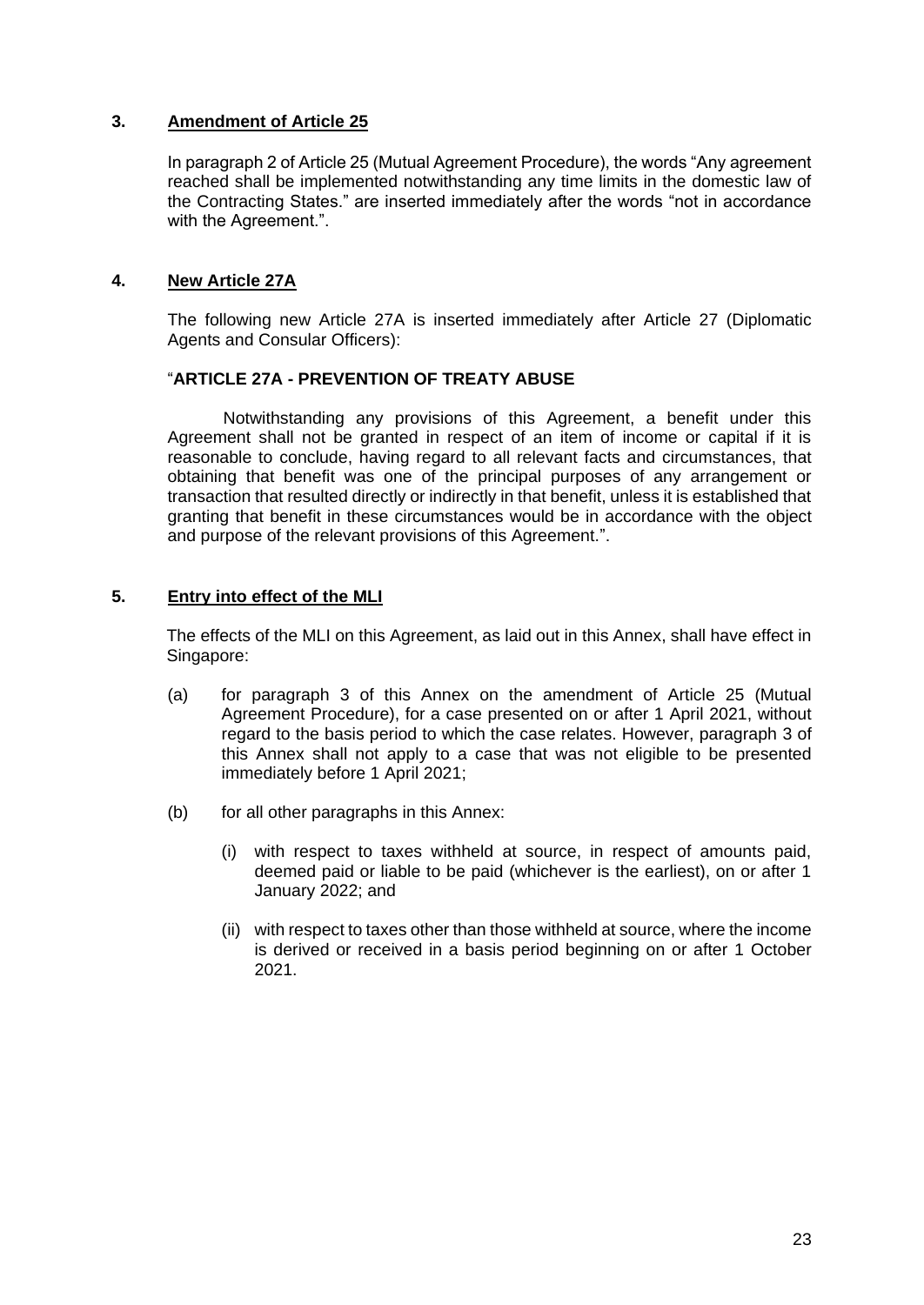### 3. Amendment of Article 25

In paragraph 2 of Article 25 (Mutual Agreement Procedure), the words "Any agreement reached shall be implemented notwithstanding any time limits in the domestic law of the Contracting States." are inserted immediately after the words "not in accordance with the Agreement.".

### 4. New Article 27A

The following new Article 27A is inserted immediately after Article 27 (Diplomatic Agents and Consular Officers):

"**ARTICLE 27A - PREVENTION OF TREATY ABUSE**

Notwithstanding any provisions of this Agreement, a benefit under this Agreement shall not be granted in respect of an item of income or capital if it is reasonable to conclude, having regard to all relevant facts and circumstances, that obtaining that benefit was one of the principal purposes of any arrangement or transaction that resulted directly or indirectly in that benefit, unless it is established that granting that benefit in these circumstances would be in accordance with the object and purpose of the relevant provisions of this Agreement.".

### 5. Entry into effect of the MLI

The effects of the MLI on this Agreement, as laid out in this Annex, shall have effect in Singapore:

(a) for paragraph 3 of this Annex on the amendment of Article 25 (Mutual Agreement Procedure), for a case presented on or after 1 April 2021, without regard to the basis period to which the case relates. However, paragraph 3 of this Annex shall not apply to a case that was not eligible to be presented immediately before 1 April 2021;

(b) for all other paragraphs in this Annex:

 (i) with respect to taxes withheld at source, in respect of amounts paid, deemed paid or liable to be paid (whichever is the earliest), on or after 1 January 2022; and

 (ii) with respect to taxes other than those withheld at source, where the income is derived or received in a basis period beginning on or after 1 October 2021.